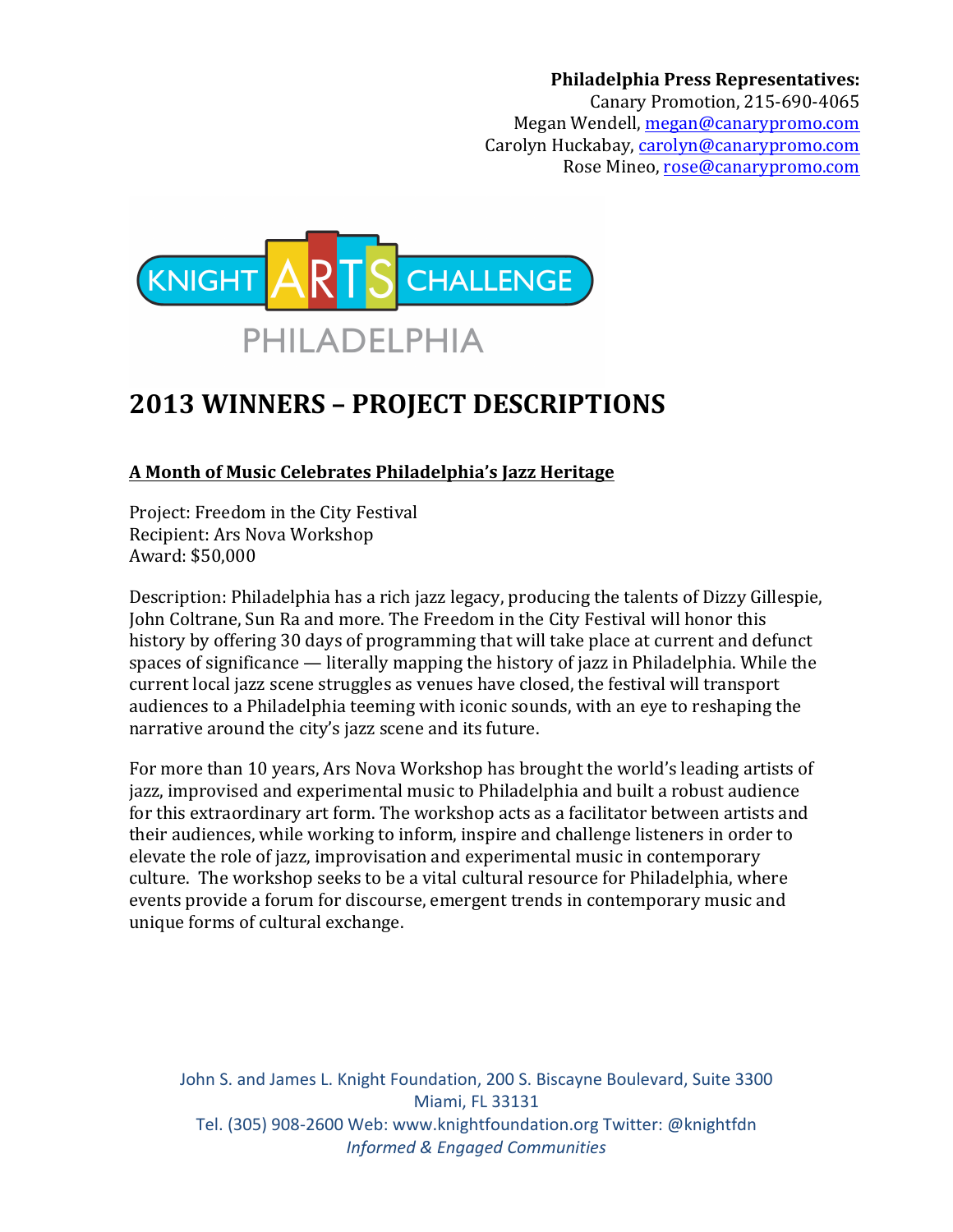**Philadelphia Press Representatives:**
Canary Promotion, 215-690-4065
Megan Wendell, megan@canarypromo.com
Carolyn Huckabay, carolyn@canarypromo.com
Rose Mineo, rose@canarypromo.com

KNIGHT ARTS CHALLENGE
PHILADELPHIA

# 2013 WINNERS – PROJECT DESCRIPTIONS

## A Month of Music Celebrates Philadelphia's Jazz Heritage

Project: Freedom in the City Festival
Recipient: Ars Nova Workshop
Award: $50,000

Description: Philadelphia has a rich jazz legacy, producing the talents of Dizzy Gillespie, John Coltrane, Sun Ra and more. The Freedom in the City Festival will honor this history by offering 30 days of programming that will take place at current and defunct spaces of significance — literally mapping the history of jazz in Philadelphia. While the current local jazz scene struggles as venues have closed, the festival will transport audiences to a Philadelphia teeming with iconic sounds, with an eye to reshaping the narrative around the city's jazz scene and its future.

For more than 10 years, Ars Nova Workshop has brought the world's leading artists of jazz, improvised and experimental music to Philadelphia and built a robust audience for this extraordinary art form. The workshop acts as a facilitator between artists and their audiences, while working to inform, inspire and challenge listeners in order to elevate the role of jazz, improvisation and experimental music in contemporary culture. The workshop seeks to be a vital cultural resource for Philadelphia, where events provide a forum for discourse, emergent trends in contemporary music and unique forms of cultural exchange.

John S. and James L. Knight Foundation, 200 S. Biscayne Boulevard, Suite 3300
Miami, FL 33131
Tel. (305) 908-2600 Web: www.knightfoundation.org Twitter: @knightfdn
*Informed & Engaged Communities*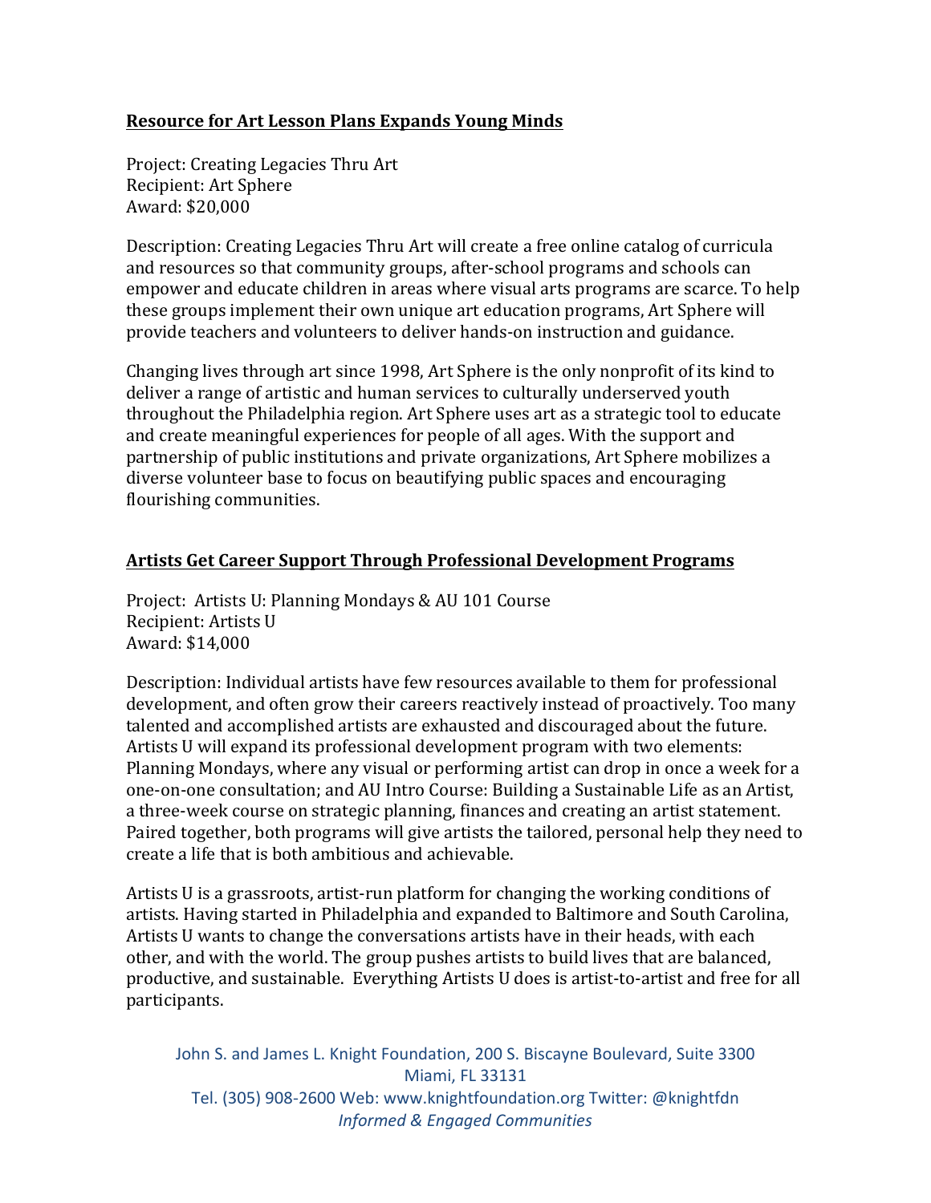## Resource for Art Lesson Plans Expands Young Minds

Project: Creating Legacies Thru Art
Recipient: Art Sphere
Award: $20,000

Description: Creating Legacies Thru Art will create a free online catalog of curricula and resources so that community groups, after-school programs and schools can empower and educate children in areas where visual arts programs are scarce. To help these groups implement their own unique art education programs, Art Sphere will provide teachers and volunteers to deliver hands-on instruction and guidance.

Changing lives through art since 1998, Art Sphere is the only nonprofit of its kind to deliver a range of artistic and human services to culturally underserved youth throughout the Philadelphia region. Art Sphere uses art as a strategic tool to educate and create meaningful experiences for people of all ages. With the support and partnership of public institutions and private organizations, Art Sphere mobilizes a diverse volunteer base to focus on beautifying public spaces and encouraging flourishing communities.

## Artists Get Career Support Through Professional Development Programs

Project: Artists U: Planning Mondays & AU 101 Course
Recipient: Artists U
Award: $14,000

Description: Individual artists have few resources available to them for professional development, and often grow their careers reactively instead of proactively. Too many talented and accomplished artists are exhausted and discouraged about the future. Artists U will expand its professional development program with two elements: Planning Mondays, where any visual or performing artist can drop in once a week for a one-on-one consultation; and AU Intro Course: Building a Sustainable Life as an Artist, a three-week course on strategic planning, finances and creating an artist statement. Paired together, both programs will give artists the tailored, personal help they need to create a life that is both ambitious and achievable.

Artists U is a grassroots, artist-run platform for changing the working conditions of artists. Having started in Philadelphia and expanded to Baltimore and South Carolina, Artists U wants to change the conversations artists have in their heads, with each other, and with the world. The group pushes artists to build lives that are balanced, productive, and sustainable. Everything Artists U does is artist-to-artist and free for all participants.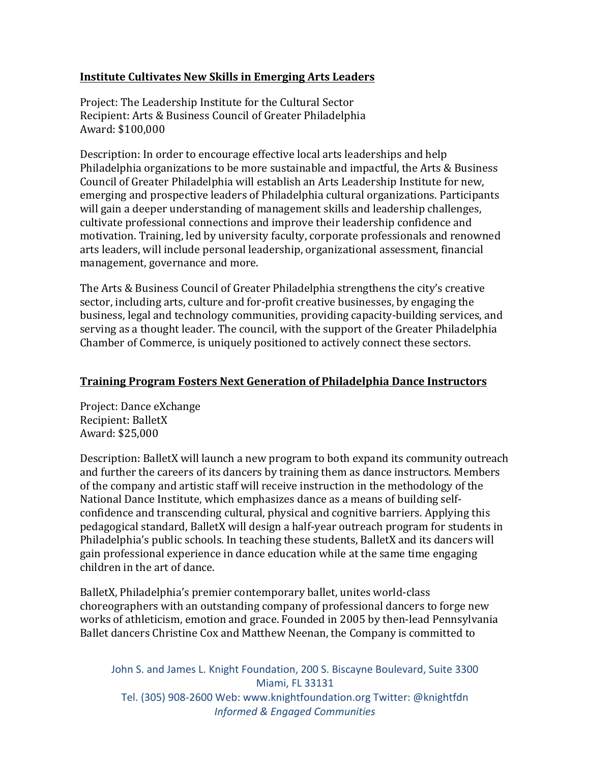**Institute Cultivates New Skills in Emerging Arts Leaders**

Project: The Leadership Institute for the Cultural Sector
Recipient: Arts & Business Council of Greater Philadelphia
Award: $100,000

Description: In order to encourage effective local arts leaderships and help Philadelphia organizations to be more sustainable and impactful, the Arts & Business Council of Greater Philadelphia will establish an Arts Leadership Institute for new, emerging and prospective leaders of Philadelphia cultural organizations. Participants will gain a deeper understanding of management skills and leadership challenges, cultivate professional connections and improve their leadership confidence and motivation. Training, led by university faculty, corporate professionals and renowned arts leaders, will include personal leadership, organizational assessment, financial management, governance and more.

The Arts & Business Council of Greater Philadelphia strengthens the city's creative sector, including arts, culture and for-profit creative businesses, by engaging the business, legal and technology communities, providing capacity-building services, and serving as a thought leader. The council, with the support of the Greater Philadelphia Chamber of Commerce, is uniquely positioned to actively connect these sectors.

**Training Program Fosters Next Generation of Philadelphia Dance Instructors**

Project: Dance eXchange
Recipient: BalletX
Award: $25,000

Description: BalletX will launch a new program to both expand its community outreach and further the careers of its dancers by training them as dance instructors. Members of the company and artistic staff will receive instruction in the methodology of the National Dance Institute, which emphasizes dance as a means of building self-confidence and transcending cultural, physical and cognitive barriers. Applying this pedagogical standard, BalletX will design a half-year outreach program for students in Philadelphia's public schools. In teaching these students, BalletX and its dancers will gain professional experience in dance education while at the same time engaging children in the art of dance.

BalletX, Philadelphia's premier contemporary ballet, unites world-class choreographers with an outstanding company of professional dancers to forge new works of athleticism, emotion and grace. Founded in 2005 by then-lead Pennsylvania Ballet dancers Christine Cox and Matthew Neenan, the Company is committed to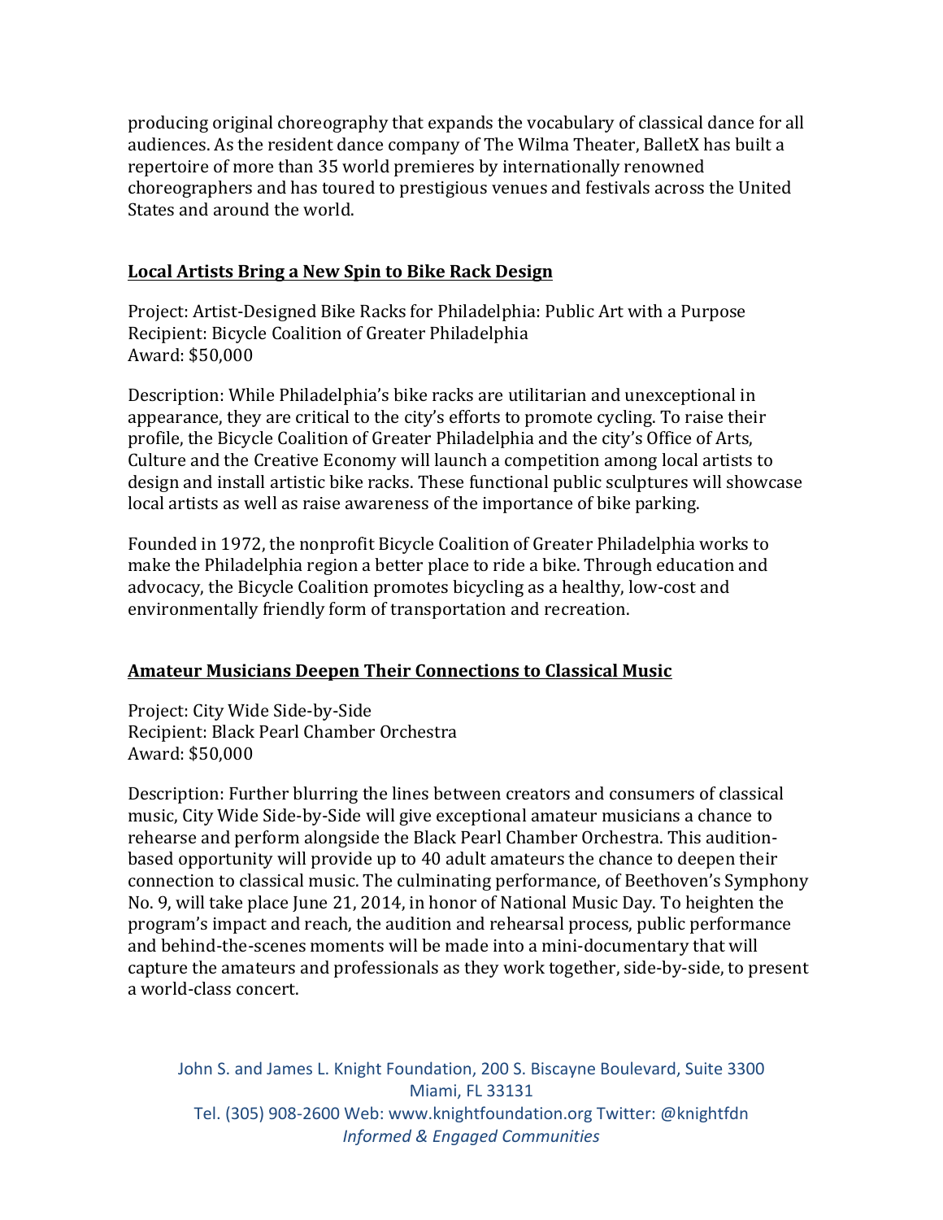producing original choreography that expands the vocabulary of classical dance for all audiences. As the resident dance company of The Wilma Theater, BalletX has built a repertoire of more than 35 world premieres by internationally renowned choreographers and has toured to prestigious venues and festivals across the United States and around the world.

**Local Artists Bring a New Spin to Bike Rack Design**

Project: Artist-Designed Bike Racks for Philadelphia: Public Art with a Purpose
Recipient: Bicycle Coalition of Greater Philadelphia
Award: $50,000

Description: While Philadelphia's bike racks are utilitarian and unexceptional in appearance, they are critical to the city's efforts to promote cycling. To raise their profile, the Bicycle Coalition of Greater Philadelphia and the city's Office of Arts, Culture and the Creative Economy will launch a competition among local artists to design and install artistic bike racks. These functional public sculptures will showcase local artists as well as raise awareness of the importance of bike parking.

Founded in 1972, the nonprofit Bicycle Coalition of Greater Philadelphia works to make the Philadelphia region a better place to ride a bike. Through education and advocacy, the Bicycle Coalition promotes bicycling as a healthy, low-cost and environmentally friendly form of transportation and recreation.

**Amateur Musicians Deepen Their Connections to Classical Music**

Project: City Wide Side-by-Side
Recipient: Black Pearl Chamber Orchestra
Award: $50,000

Description: Further blurring the lines between creators and consumers of classical music, City Wide Side-by-Side will give exceptional amateur musicians a chance to rehearse and perform alongside the Black Pearl Chamber Orchestra. This audition-based opportunity will provide up to 40 adult amateurs the chance to deepen their connection to classical music. The culminating performance, of Beethoven's Symphony No. 9, will take place June 21, 2014, in honor of National Music Day. To heighten the program's impact and reach, the audition and rehearsal process, public performance and behind-the-scenes moments will be made into a mini-documentary that will capture the amateurs and professionals as they work together, side-by-side, to present a world-class concert.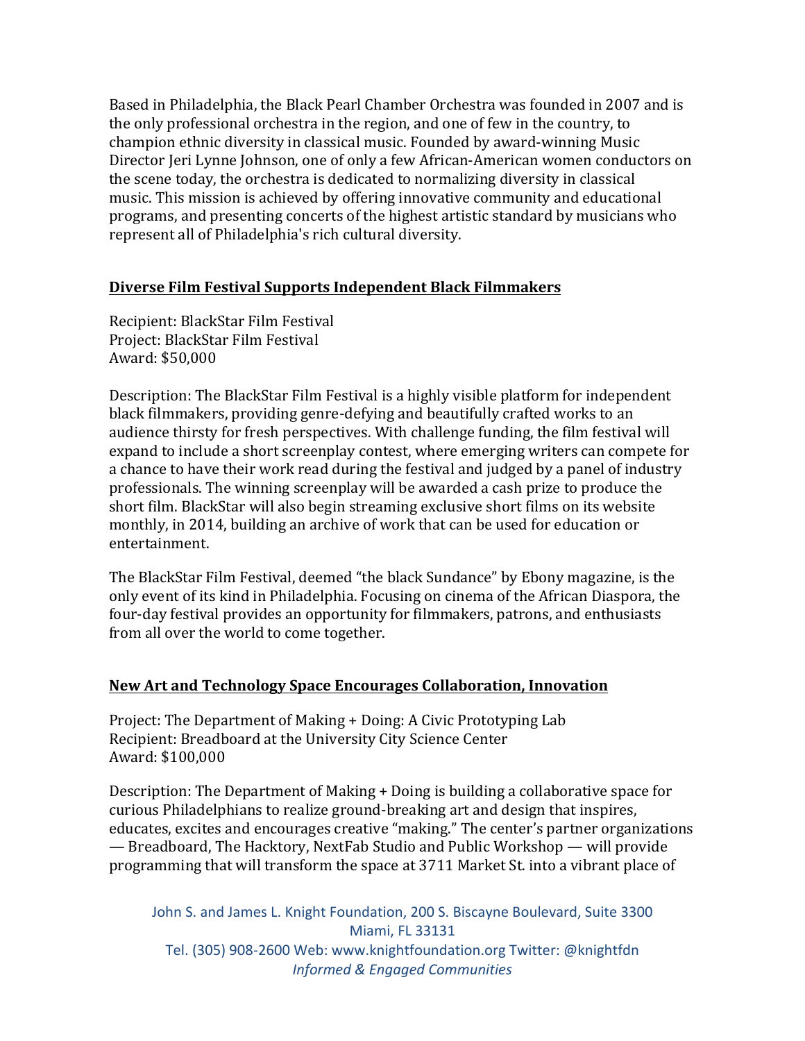Based in Philadelphia, the Black Pearl Chamber Orchestra was founded in 2007 and is the only professional orchestra in the region, and one of few in the country, to champion ethnic diversity in classical music. Founded by award-winning Music Director Jeri Lynne Johnson, one of only a few African-American women conductors on the scene today, the orchestra is dedicated to normalizing diversity in classical music. This mission is achieved by offering innovative community and educational programs, and presenting concerts of the highest artistic standard by musicians who represent all of Philadelphia's rich cultural diversity.

**Diverse Film Festival Supports Independent Black Filmmakers**

Recipient: BlackStar Film Festival
Project: BlackStar Film Festival
Award: $50,000

Description: The BlackStar Film Festival is a highly visible platform for independent black filmmakers, providing genre-defying and beautifully crafted works to an audience thirsty for fresh perspectives. With challenge funding, the film festival will expand to include a short screenplay contest, where emerging writers can compete for a chance to have their work read during the festival and judged by a panel of industry professionals. The winning screenplay will be awarded a cash prize to produce the short film. BlackStar will also begin streaming exclusive short films on its website monthly, in 2014, building an archive of work that can be used for education or entertainment.

The BlackStar Film Festival, deemed "the black Sundance" by Ebony magazine, is the only event of its kind in Philadelphia. Focusing on cinema of the African Diaspora, the four-day festival provides an opportunity for filmmakers, patrons, and enthusiasts from all over the world to come together.

**New Art and Technology Space Encourages Collaboration, Innovation**

Project: The Department of Making + Doing: A Civic Prototyping Lab
Recipient: Breadboard at the University City Science Center
Award: $100,000

Description: The Department of Making + Doing is building a collaborative space for curious Philadelphians to realize ground-breaking art and design that inspires, educates, excites and encourages creative "making." The center's partner organizations — Breadboard, The Hacktory, NextFab Studio and Public Workshop — will provide programming that will transform the space at 3711 Market St. into a vibrant place of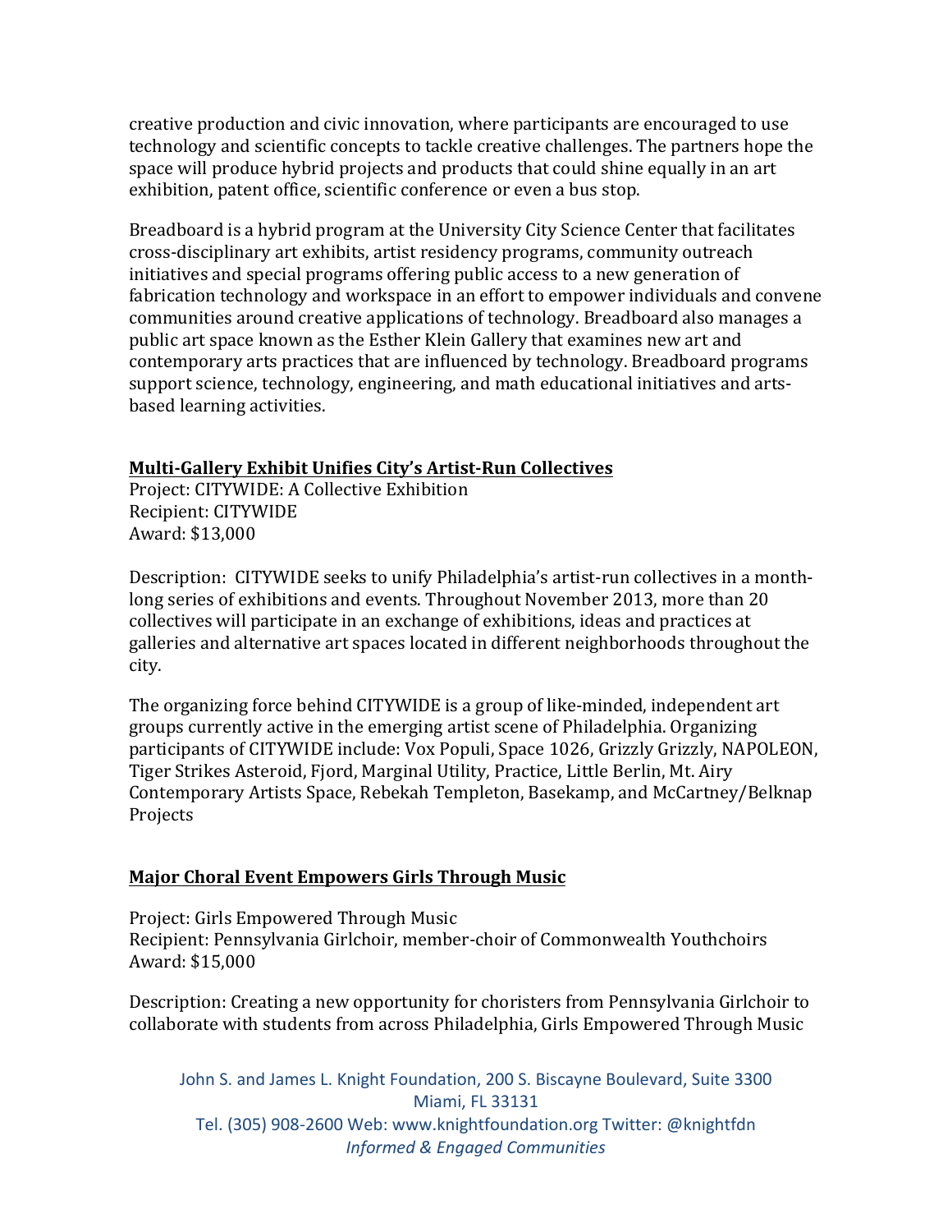creative production and civic innovation, where participants are encouraged to use technology and scientific concepts to tackle creative challenges. The partners hope the space will produce hybrid projects and products that could shine equally in an art exhibition, patent office, scientific conference or even a bus stop.

Breadboard is a hybrid program at the University City Science Center that facilitates cross-disciplinary art exhibits, artist residency programs, community outreach initiatives and special programs offering public access to a new generation of fabrication technology and workspace in an effort to empower individuals and convene communities around creative applications of technology. Breadboard also manages a public art space known as the Esther Klein Gallery that examines new art and contemporary arts practices that are influenced by technology. Breadboard programs support science, technology, engineering, and math educational initiatives and arts-based learning activities.

**Multi-Gallery Exhibit Unifies City's Artist-Run Collectives**

Project: CITYWIDE: A Collective Exhibition
Recipient: CITYWIDE
Award: $13,000

Description: CITYWIDE seeks to unify Philadelphia's artist-run collectives in a month-long series of exhibitions and events. Throughout November 2013, more than 20 collectives will participate in an exchange of exhibitions, ideas and practices at galleries and alternative art spaces located in different neighborhoods throughout the city.

The organizing force behind CITYWIDE is a group of like-minded, independent art groups currently active in the emerging artist scene of Philadelphia. Organizing participants of CITYWIDE include: Vox Populi, Space 1026, Grizzly Grizzly, NAPOLEON, Tiger Strikes Asteroid, Fjord, Marginal Utility, Practice, Little Berlin, Mt. Airy Contemporary Artists Space, Rebekah Templeton, Basekamp, and McCartney/Belknap Projects

**Major Choral Event Empowers Girls Through Music**

Project: Girls Empowered Through Music
Recipient: Pennsylvania Girlchoir, member-choir of Commonwealth Youthchoirs
Award: $15,000

Description: Creating a new opportunity for choristers from Pennsylvania Girlchoir to collaborate with students from across Philadelphia, Girls Empowered Through Music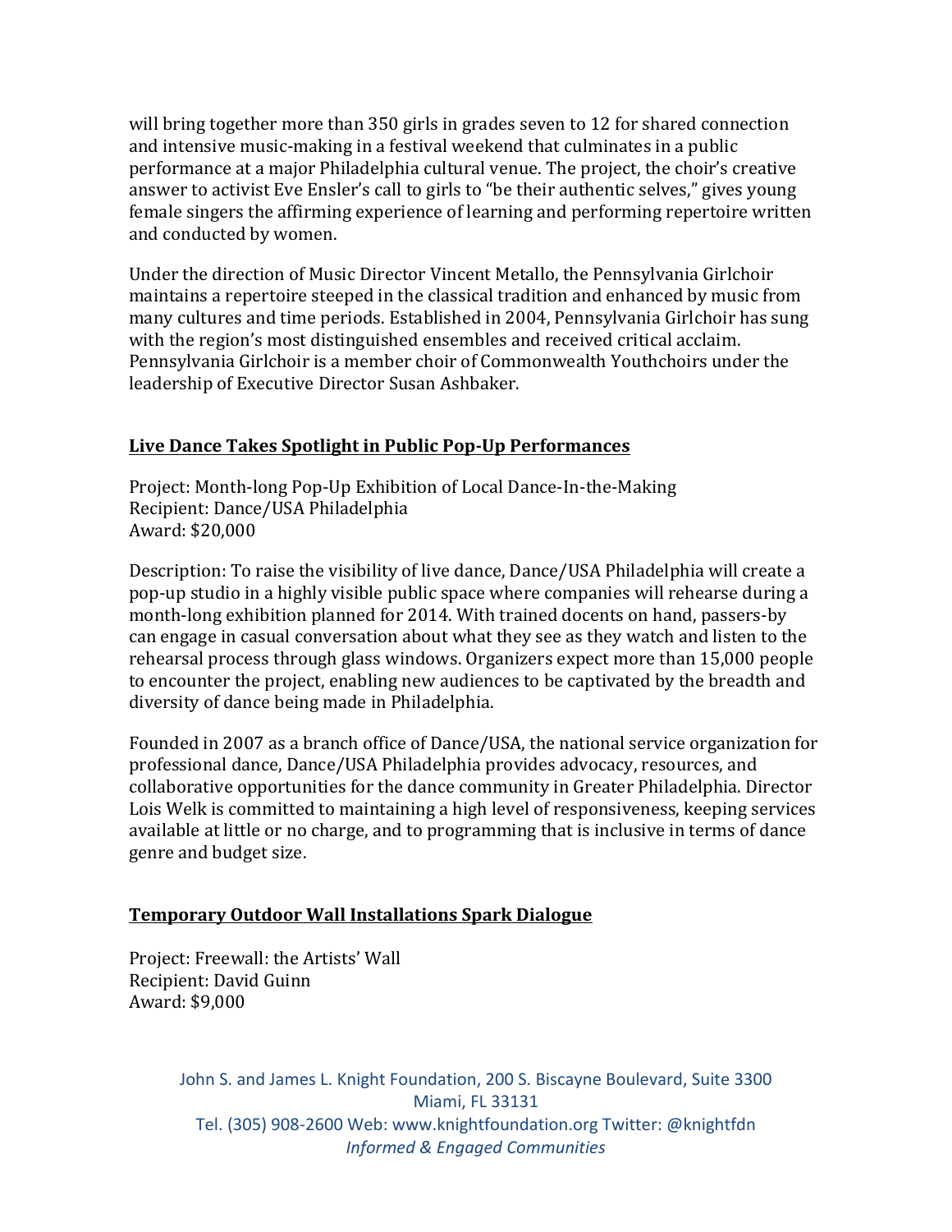will bring together more than 350 girls in grades seven to 12 for shared connection and intensive music-making in a festival weekend that culminates in a public performance at a major Philadelphia cultural venue. The project, the choir's creative answer to activist Eve Ensler's call to girls to "be their authentic selves," gives young female singers the affirming experience of learning and performing repertoire written and conducted by women.

Under the direction of Music Director Vincent Metallo, the Pennsylvania Girlchoir maintains a repertoire steeped in the classical tradition and enhanced by music from many cultures and time periods. Established in 2004, Pennsylvania Girlchoir has sung with the region's most distinguished ensembles and received critical acclaim. Pennsylvania Girlchoir is a member choir of Commonwealth Youthchoirs under the leadership of Executive Director Susan Ashbaker.

**Live Dance Takes Spotlight in Public Pop-Up Performances**

Project: Month-long Pop-Up Exhibition of Local Dance-In-the-Making
Recipient: Dance/USA Philadelphia
Award: $20,000

Description: To raise the visibility of live dance, Dance/USA Philadelphia will create a pop-up studio in a highly visible public space where companies will rehearse during a month-long exhibition planned for 2014. With trained docents on hand, passers-by can engage in casual conversation about what they see as they watch and listen to the rehearsal process through glass windows. Organizers expect more than 15,000 people to encounter the project, enabling new audiences to be captivated by the breadth and diversity of dance being made in Philadelphia.

Founded in 2007 as a branch office of Dance/USA, the national service organization for professional dance, Dance/USA Philadelphia provides advocacy, resources, and collaborative opportunities for the dance community in Greater Philadelphia. Director Lois Welk is committed to maintaining a high level of responsiveness, keeping services available at little or no charge, and to programming that is inclusive in terms of dance genre and budget size.

**Temporary Outdoor Wall Installations Spark Dialogue**

Project: Freewall: the Artists' Wall
Recipient: David Guinn
Award: $9,000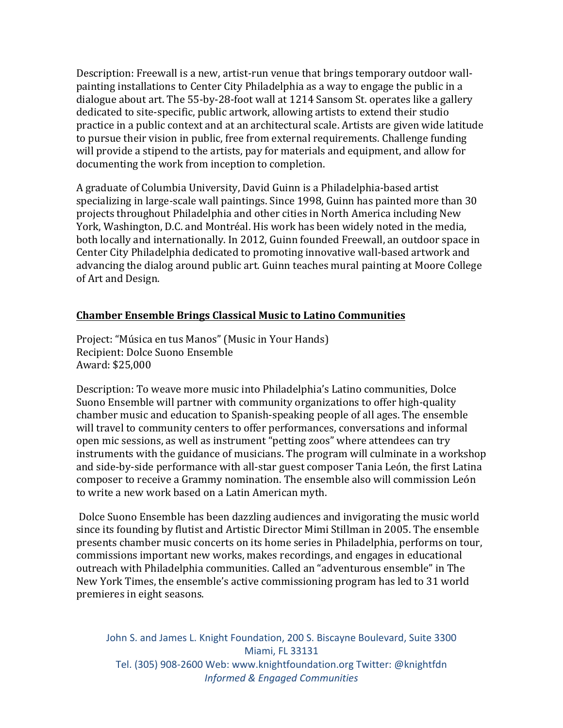Description: Freewall is a new, artist-run venue that brings temporary outdoor wall-painting installations to Center City Philadelphia as a way to engage the public in a dialogue about art. The 55-by-28-foot wall at 1214 Sansom St. operates like a gallery dedicated to site-specific, public artwork, allowing artists to extend their studio practice in a public context and at an architectural scale. Artists are given wide latitude to pursue their vision in public, free from external requirements. Challenge funding will provide a stipend to the artists, pay for materials and equipment, and allow for documenting the work from inception to completion.

A graduate of Columbia University, David Guinn is a Philadelphia-based artist specializing in large-scale wall paintings. Since 1998, Guinn has painted more than 30 projects throughout Philadelphia and other cities in North America including New York, Washington, D.C. and Montréal. His work has been widely noted in the media, both locally and internationally. In 2012, Guinn founded Freewall, an outdoor space in Center City Philadelphia dedicated to promoting innovative wall-based artwork and advancing the dialog around public art. Guinn teaches mural painting at Moore College of Art and Design.

**Chamber Ensemble Brings Classical Music to Latino Communities**

Project: "Música en tus Manos" (Music in Your Hands)
Recipient: Dolce Suono Ensemble
Award: $25,000

Description: To weave more music into Philadelphia's Latino communities, Dolce Suono Ensemble will partner with community organizations to offer high-quality chamber music and education to Spanish-speaking people of all ages. The ensemble will travel to community centers to offer performances, conversations and informal open mic sessions, as well as instrument "petting zoos" where attendees can try instruments with the guidance of musicians. The program will culminate in a workshop and side-by-side performance with all-star guest composer Tania León, the first Latina composer to receive a Grammy nomination. The ensemble also will commission León to write a new work based on a Latin American myth.

Dolce Suono Ensemble has been dazzling audiences and invigorating the music world since its founding by flutist and Artistic Director Mimi Stillman in 2005. The ensemble presents chamber music concerts on its home series in Philadelphia, performs on tour, commissions important new works, makes recordings, and engages in educational outreach with Philadelphia communities. Called an "adventurous ensemble" in The New York Times, the ensemble's active commissioning program has led to 31 world premieres in eight seasons.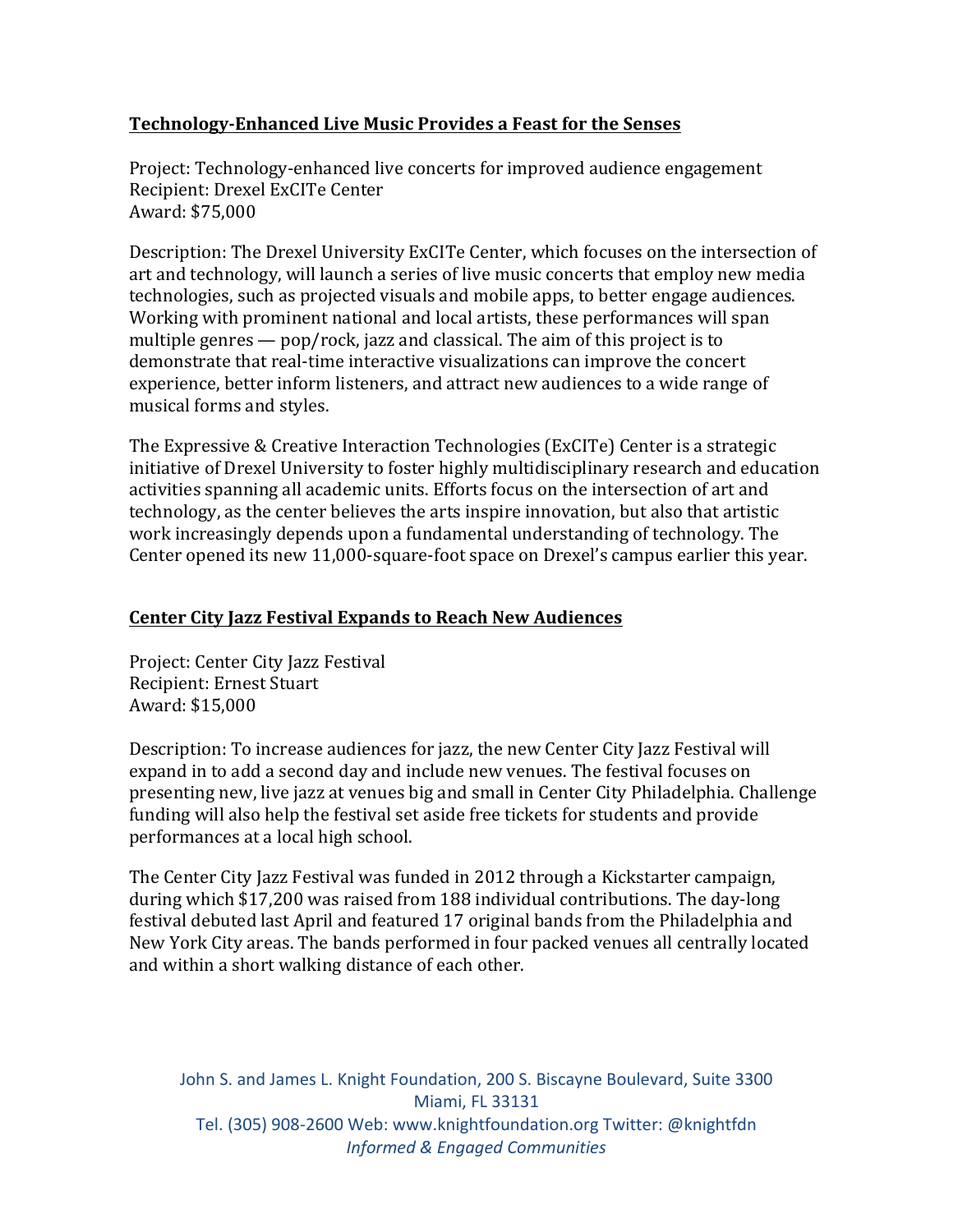## Technology-Enhanced Live Music Provides a Feast for the Senses

Project: Technology-enhanced live concerts for improved audience engagement
Recipient: Drexel ExCITe Center
Award: $75,000

Description: The Drexel University ExCITe Center, which focuses on the intersection of art and technology, will launch a series of live music concerts that employ new media technologies, such as projected visuals and mobile apps, to better engage audiences. Working with prominent national and local artists, these performances will span multiple genres — pop/rock, jazz and classical. The aim of this project is to demonstrate that real-time interactive visualizations can improve the concert experience, better inform listeners, and attract new audiences to a wide range of musical forms and styles.

The Expressive & Creative Interaction Technologies (ExCITe) Center is a strategic initiative of Drexel University to foster highly multidisciplinary research and education activities spanning all academic units. Efforts focus on the intersection of art and technology, as the center believes the arts inspire innovation, but also that artistic work increasingly depends upon a fundamental understanding of technology. The Center opened its new 11,000-square-foot space on Drexel's campus earlier this year.

## Center City Jazz Festival Expands to Reach New Audiences

Project: Center City Jazz Festival
Recipient: Ernest Stuart
Award: $15,000

Description: To increase audiences for jazz, the new Center City Jazz Festival will expand in to add a second day and include new venues. The festival focuses on presenting new, live jazz at venues big and small in Center City Philadelphia. Challenge funding will also help the festival set aside free tickets for students and provide performances at a local high school.

The Center City Jazz Festival was funded in 2012 through a Kickstarter campaign, during which $17,200 was raised from 188 individual contributions. The day-long festival debuted last April and featured 17 original bands from the Philadelphia and New York City areas. The bands performed in four packed venues all centrally located and within a short walking distance of each other.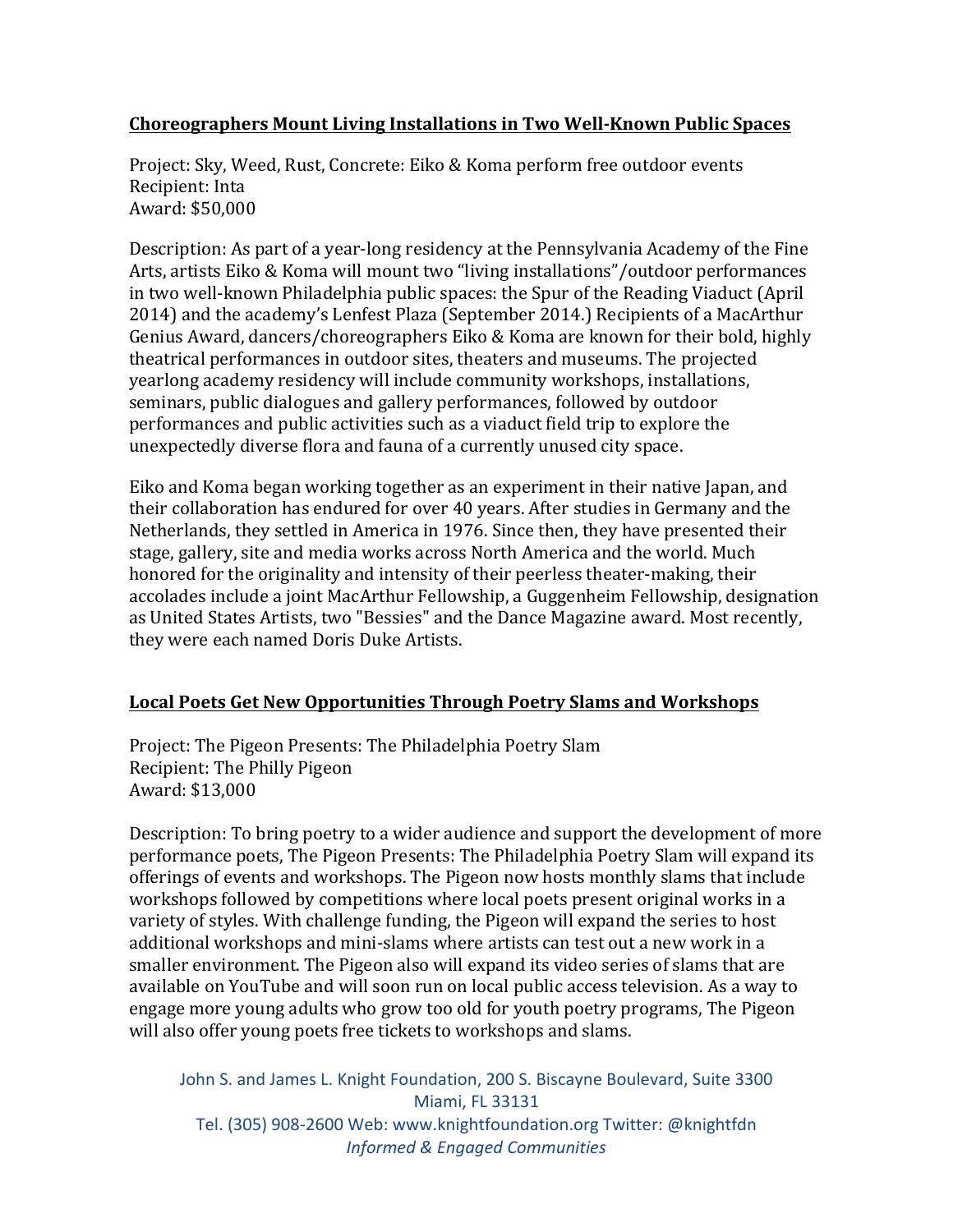**Choreographers Mount Living Installations in Two Well-Known Public Spaces**

Project: Sky, Weed, Rust, Concrete: Eiko & Koma perform free outdoor events
Recipient: Inta
Award: $50,000

Description: As part of a year-long residency at the Pennsylvania Academy of the Fine Arts, artists Eiko & Koma will mount two "living installations"/outdoor performances in two well-known Philadelphia public spaces: the Spur of the Reading Viaduct (April 2014) and the academy's Lenfest Plaza (September 2014.) Recipients of a MacArthur Genius Award, dancers/choreographers Eiko & Koma are known for their bold, highly theatrical performances in outdoor sites, theaters and museums. The projected yearlong academy residency will include community workshops, installations, seminars, public dialogues and gallery performances, followed by outdoor performances and public activities such as a viaduct field trip to explore the unexpectedly diverse flora and fauna of a currently unused city space.

Eiko and Koma began working together as an experiment in their native Japan, and their collaboration has endured for over 40 years. After studies in Germany and the Netherlands, they settled in America in 1976. Since then, they have presented their stage, gallery, site and media works across North America and the world. Much honored for the originality and intensity of their peerless theater-making, their accolades include a joint MacArthur Fellowship, a Guggenheim Fellowship, designation as United States Artists, two "Bessies" and the Dance Magazine award. Most recently, they were each named Doris Duke Artists.

**Local Poets Get New Opportunities Through Poetry Slams and Workshops**

Project: The Pigeon Presents: The Philadelphia Poetry Slam
Recipient: The Philly Pigeon
Award: $13,000

Description: To bring poetry to a wider audience and support the development of more performance poets, The Pigeon Presents: The Philadelphia Poetry Slam will expand its offerings of events and workshops. The Pigeon now hosts monthly slams that include workshops followed by competitions where local poets present original works in a variety of styles. With challenge funding, the Pigeon will expand the series to host additional workshops and mini-slams where artists can test out a new work in a smaller environment. The Pigeon also will expand its video series of slams that are available on YouTube and will soon run on local public access television. As a way to engage more young adults who grow too old for youth poetry programs, The Pigeon will also offer young poets free tickets to workshops and slams.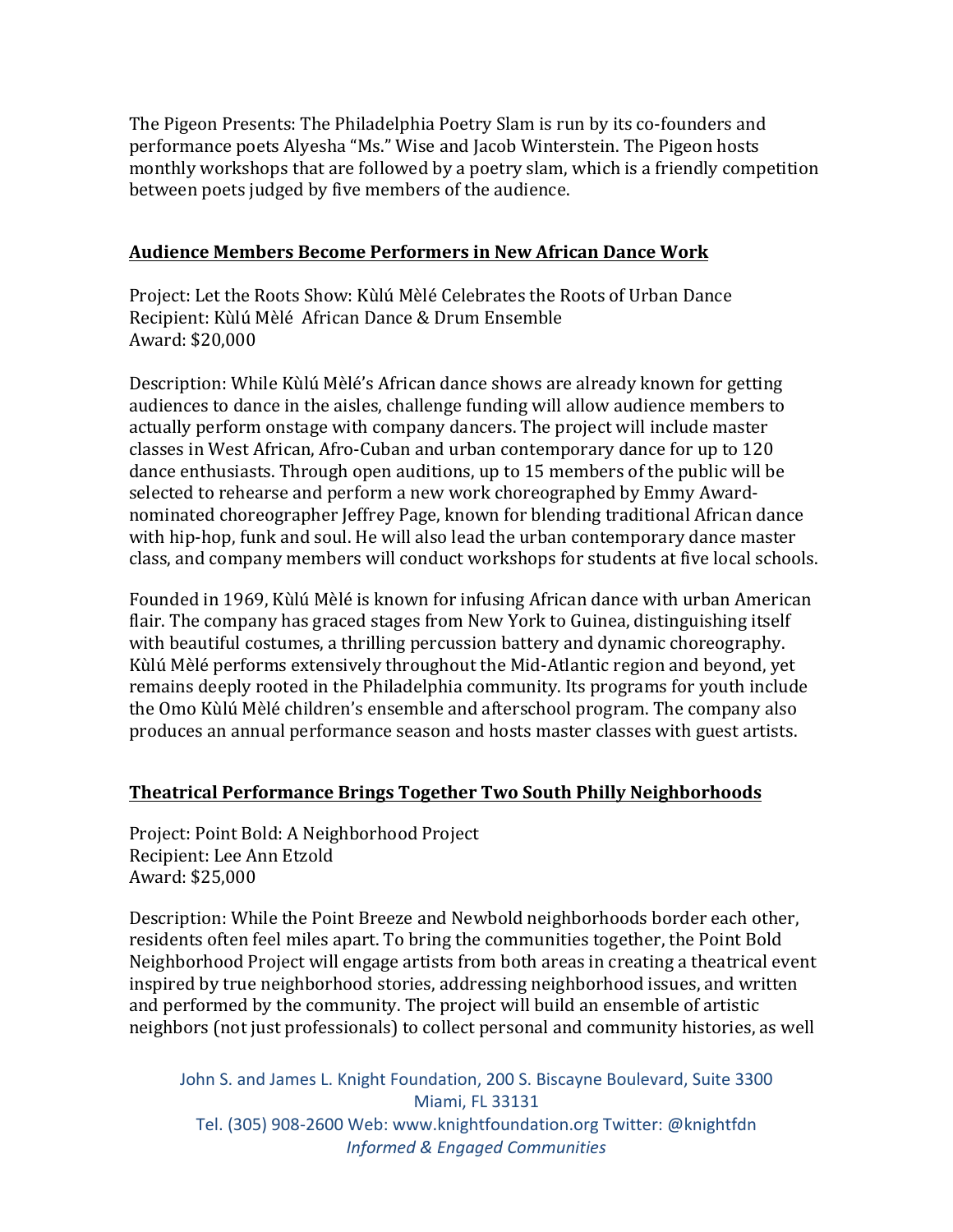The Pigeon Presents: The Philadelphia Poetry Slam is run by its co-founders and performance poets Alyesha "Ms." Wise and Jacob Winterstein. The Pigeon hosts monthly workshops that are followed by a poetry slam, which is a friendly competition between poets judged by five members of the audience.

## Audience Members Become Performers in New African Dance Work

Project: Let the Roots Show: Kùlú Mèlé Celebrates the Roots of Urban Dance
Recipient: Kùlú Mèlé African Dance & Drum Ensemble
Award: $20,000

Description: While Kùlú Mèlé's African dance shows are already known for getting audiences to dance in the aisles, challenge funding will allow audience members to actually perform onstage with company dancers. The project will include master classes in West African, Afro-Cuban and urban contemporary dance for up to 120 dance enthusiasts. Through open auditions, up to 15 members of the public will be selected to rehearse and perform a new work choreographed by Emmy Award-nominated choreographer Jeffrey Page, known for blending traditional African dance with hip-hop, funk and soul. He will also lead the urban contemporary dance master class, and company members will conduct workshops for students at five local schools.

Founded in 1969, Kùlú Mèlé is known for infusing African dance with urban American flair. The company has graced stages from New York to Guinea, distinguishing itself with beautiful costumes, a thrilling percussion battery and dynamic choreography. Kùlú Mèlé performs extensively throughout the Mid-Atlantic region and beyond, yet remains deeply rooted in the Philadelphia community. Its programs for youth include the Omo Kùlú Mèlé children's ensemble and afterschool program. The company also produces an annual performance season and hosts master classes with guest artists.

## Theatrical Performance Brings Together Two South Philly Neighborhoods

Project: Point Bold: A Neighborhood Project
Recipient: Lee Ann Etzold
Award: $25,000

Description: While the Point Breeze and Newbold neighborhoods border each other, residents often feel miles apart. To bring the communities together, the Point Bold Neighborhood Project will engage artists from both areas in creating a theatrical event inspired by true neighborhood stories, addressing neighborhood issues, and written and performed by the community. The project will build an ensemble of artistic neighbors (not just professionals) to collect personal and community histories, as well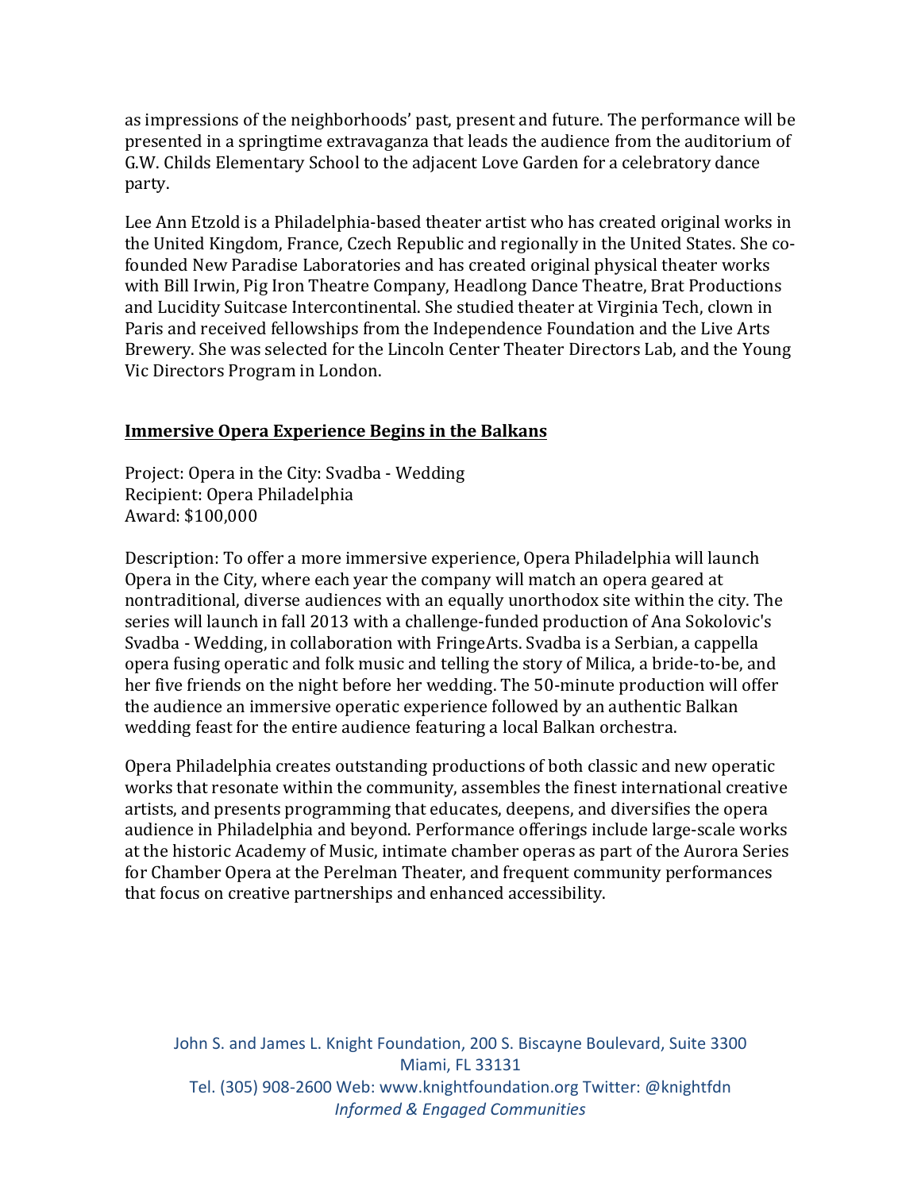as impressions of the neighborhoods' past, present and future. The performance will be presented in a springtime extravaganza that leads the audience from the auditorium of G.W. Childs Elementary School to the adjacent Love Garden for a celebratory dance party.

Lee Ann Etzold is a Philadelphia-based theater artist who has created original works in the United Kingdom, France, Czech Republic and regionally in the United States. She co-founded New Paradise Laboratories and has created original physical theater works with Bill Irwin, Pig Iron Theatre Company, Headlong Dance Theatre, Brat Productions and Lucidity Suitcase Intercontinental. She studied theater at Virginia Tech, clown in Paris and received fellowships from the Independence Foundation and the Live Arts Brewery. She was selected for the Lincoln Center Theater Directors Lab, and the Young Vic Directors Program in London.

## Immersive Opera Experience Begins in the Balkans

Project: Opera in the City: Svadba - Wedding
Recipient: Opera Philadelphia
Award: $100,000

Description: To offer a more immersive experience, Opera Philadelphia will launch Opera in the City, where each year the company will match an opera geared at nontraditional, diverse audiences with an equally unorthodox site within the city. The series will launch in fall 2013 with a challenge-funded production of Ana Sokolovic's Svadba - Wedding, in collaboration with FringeArts. Svadba is a Serbian, a cappella opera fusing operatic and folk music and telling the story of Milica, a bride-to-be, and her five friends on the night before her wedding. The 50-minute production will offer the audience an immersive operatic experience followed by an authentic Balkan wedding feast for the entire audience featuring a local Balkan orchestra.

Opera Philadelphia creates outstanding productions of both classic and new operatic works that resonate within the community, assembles the finest international creative artists, and presents programming that educates, deepens, and diversifies the opera audience in Philadelphia and beyond. Performance offerings include large-scale works at the historic Academy of Music, intimate chamber operas as part of the Aurora Series for Chamber Opera at the Perelman Theater, and frequent community performances that focus on creative partnerships and enhanced accessibility.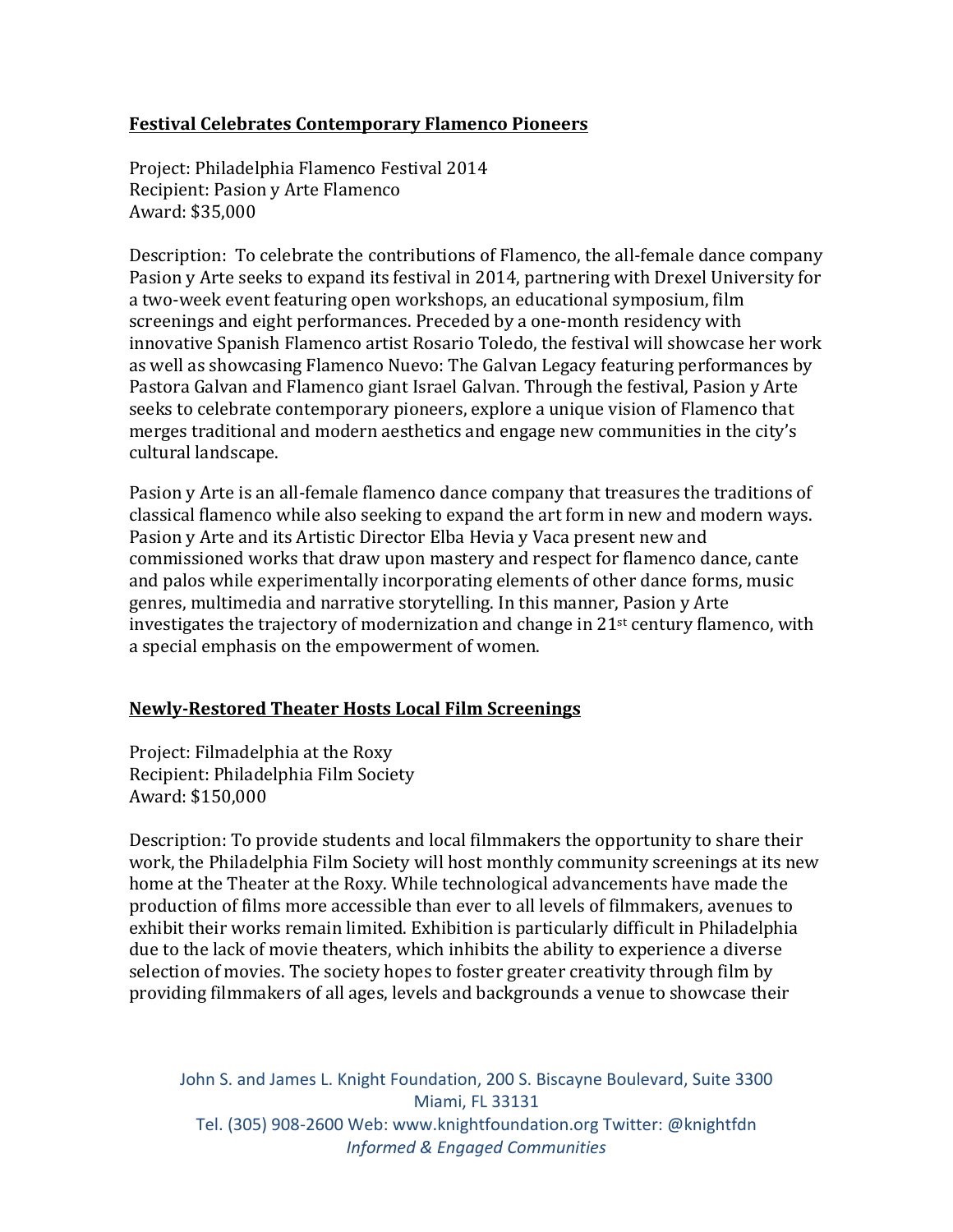**Festival Celebrates Contemporary Flamenco Pioneers**

Project: Philadelphia Flamenco Festival 2014
Recipient: Pasion y Arte Flamenco
Award: $35,000

Description: To celebrate the contributions of Flamenco, the all-female dance company Pasion y Arte seeks to expand its festival in 2014, partnering with Drexel University for a two-week event featuring open workshops, an educational symposium, film screenings and eight performances. Preceded by a one-month residency with innovative Spanish Flamenco artist Rosario Toledo, the festival will showcase her work as well as showcasing Flamenco Nuevo: The Galvan Legacy featuring performances by Pastora Galvan and Flamenco giant Israel Galvan. Through the festival, Pasion y Arte seeks to celebrate contemporary pioneers, explore a unique vision of Flamenco that merges traditional and modern aesthetics and engage new communities in the city's cultural landscape.

Pasion y Arte is an all-female flamenco dance company that treasures the traditions of classical flamenco while also seeking to expand the art form in new and modern ways. Pasion y Arte and its Artistic Director Elba Hevia y Vaca present new and commissioned works that draw upon mastery and respect for flamenco dance, cante and palos while experimentally incorporating elements of other dance forms, music genres, multimedia and narrative storytelling. In this manner, Pasion y Arte investigates the trajectory of modernization and change in 21st century flamenco, with a special emphasis on the empowerment of women.

**Newly-Restored Theater Hosts Local Film Screenings**

Project: Filmadelphia at the Roxy
Recipient: Philadelphia Film Society
Award: $150,000

Description: To provide students and local filmmakers the opportunity to share their work, the Philadelphia Film Society will host monthly community screenings at its new home at the Theater at the Roxy. While technological advancements have made the production of films more accessible than ever to all levels of filmmakers, avenues to exhibit their works remain limited. Exhibition is particularly difficult in Philadelphia due to the lack of movie theaters, which inhibits the ability to experience a diverse selection of movies. The society hopes to foster greater creativity through film by providing filmmakers of all ages, levels and backgrounds a venue to showcase their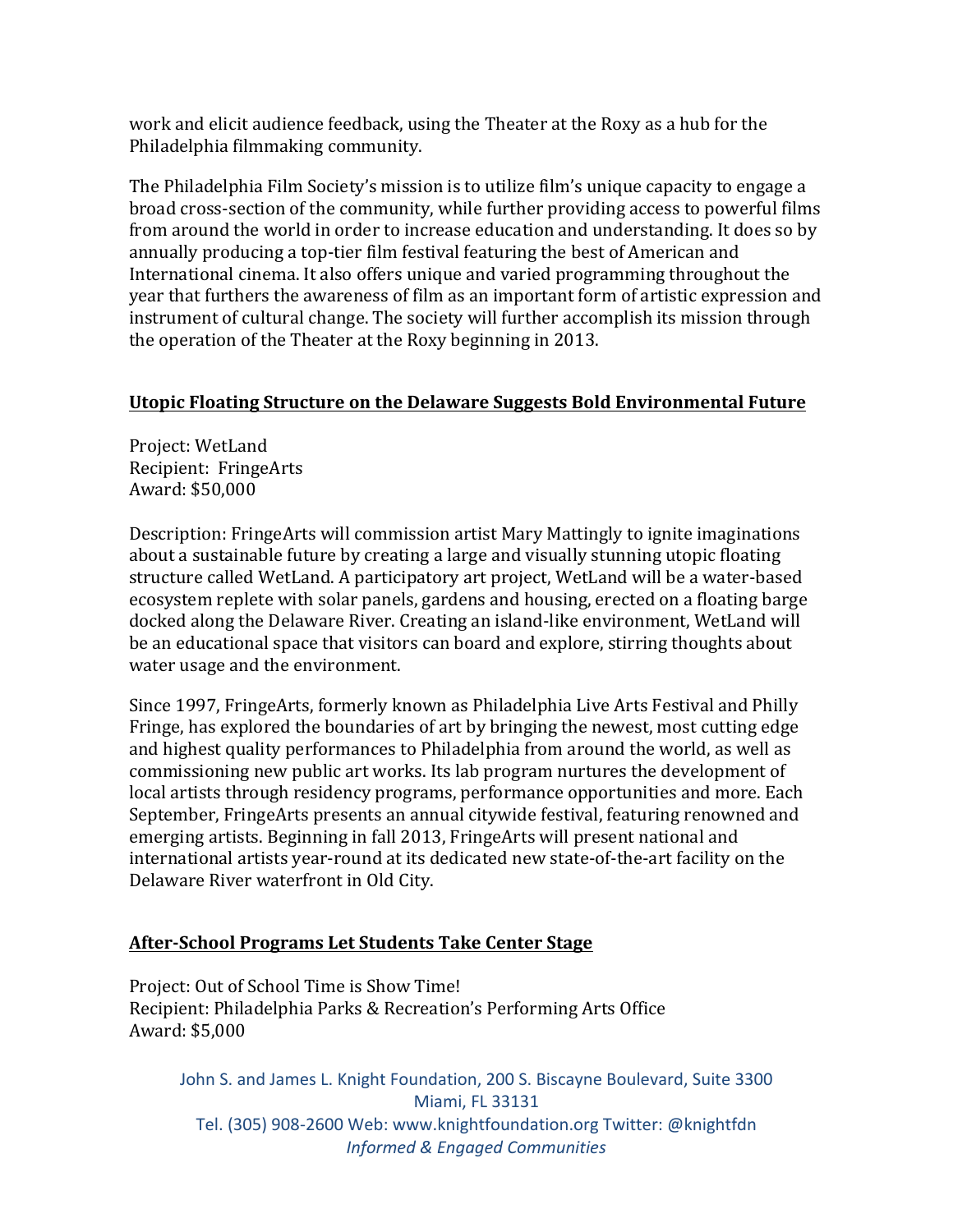work and elicit audience feedback, using the Theater at the Roxy as a hub for the Philadelphia filmmaking community.

The Philadelphia Film Society's mission is to utilize film's unique capacity to engage a broad cross-section of the community, while further providing access to powerful films from around the world in order to increase education and understanding. It does so by annually producing a top-tier film festival featuring the best of American and International cinema. It also offers unique and varied programming throughout the year that furthers the awareness of film as an important form of artistic expression and instrument of cultural change. The society will further accomplish its mission through the operation of the Theater at the Roxy beginning in 2013.

## Utopic Floating Structure on the Delaware Suggests Bold Environmental Future

Project: WetLand
Recipient: FringeArts
Award: $50,000

Description: FringeArts will commission artist Mary Mattingly to ignite imaginations about a sustainable future by creating a large and visually stunning utopic floating structure called WetLand. A participatory art project, WetLand will be a water-based ecosystem replete with solar panels, gardens and housing, erected on a floating barge docked along the Delaware River. Creating an island-like environment, WetLand will be an educational space that visitors can board and explore, stirring thoughts about water usage and the environment.

Since 1997, FringeArts, formerly known as Philadelphia Live Arts Festival and Philly Fringe, has explored the boundaries of art by bringing the newest, most cutting edge and highest quality performances to Philadelphia from around the world, as well as commissioning new public art works. Its lab program nurtures the development of local artists through residency programs, performance opportunities and more. Each September, FringeArts presents an annual citywide festival, featuring renowned and emerging artists. Beginning in fall 2013, FringeArts will present national and international artists year-round at its dedicated new state-of-the-art facility on the Delaware River waterfront in Old City.

## After-School Programs Let Students Take Center Stage

Project: Out of School Time is Show Time!
Recipient: Philadelphia Parks & Recreation's Performing Arts Office
Award: $5,000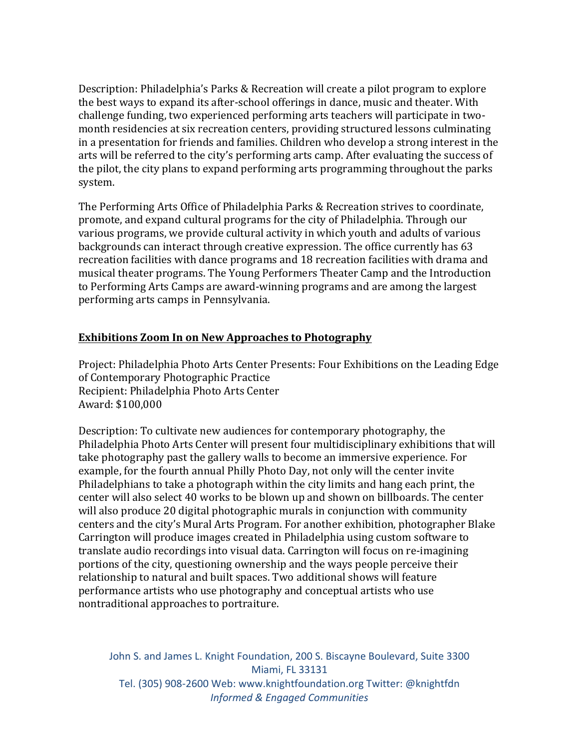Description: Philadelphia's Parks & Recreation will create a pilot program to explore the best ways to expand its after-school offerings in dance, music and theater. With challenge funding, two experienced performing arts teachers will participate in two-month residencies at six recreation centers, providing structured lessons culminating in a presentation for friends and families. Children who develop a strong interest in the arts will be referred to the city's performing arts camp. After evaluating the success of the pilot, the city plans to expand performing arts programming throughout the parks system.

The Performing Arts Office of Philadelphia Parks & Recreation strives to coordinate, promote, and expand cultural programs for the city of Philadelphia. Through our various programs, we provide cultural activity in which youth and adults of various backgrounds can interact through creative expression. The office currently has 63 recreation facilities with dance programs and 18 recreation facilities with drama and musical theater programs. The Young Performers Theater Camp and the Introduction to Performing Arts Camps are award-winning programs and are among the largest performing arts camps in Pennsylvania.

## Exhibitions Zoom In on New Approaches to Photography

Project: Philadelphia Photo Arts Center Presents: Four Exhibitions on the Leading Edge of Contemporary Photographic Practice
Recipient: Philadelphia Photo Arts Center
Award: $100,000

Description: To cultivate new audiences for contemporary photography, the Philadelphia Photo Arts Center will present four multidisciplinary exhibitions that will take photography past the gallery walls to become an immersive experience. For example, for the fourth annual Philly Photo Day, not only will the center invite Philadelphians to take a photograph within the city limits and hang each print, the center will also select 40 works to be blown up and shown on billboards. The center will also produce 20 digital photographic murals in conjunction with community centers and the city's Mural Arts Program. For another exhibition, photographer Blake Carrington will produce images created in Philadelphia using custom software to translate audio recordings into visual data. Carrington will focus on re-imagining portions of the city, questioning ownership and the ways people perceive their relationship to natural and built spaces. Two additional shows will feature performance artists who use photography and conceptual artists who use nontraditional approaches to portraiture.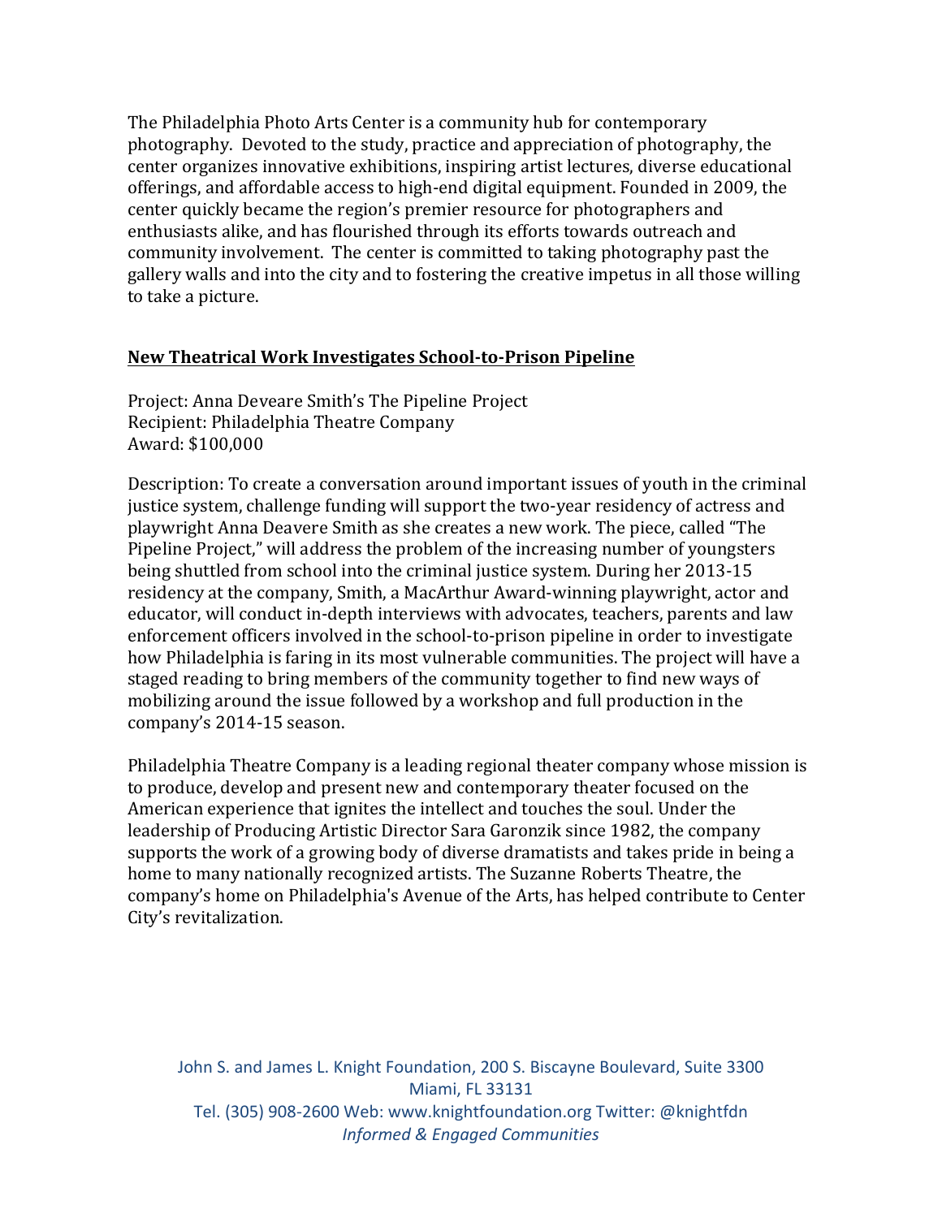The Philadelphia Photo Arts Center is a community hub for contemporary photography. Devoted to the study, practice and appreciation of photography, the center organizes innovative exhibitions, inspiring artist lectures, diverse educational offerings, and affordable access to high-end digital equipment. Founded in 2009, the center quickly became the region's premier resource for photographers and enthusiasts alike, and has flourished through its efforts towards outreach and community involvement. The center is committed to taking photography past the gallery walls and into the city and to fostering the creative impetus in all those willing to take a picture.

**New Theatrical Work Investigates School-to-Prison Pipeline**

Project: Anna Deveare Smith's The Pipeline Project
Recipient: Philadelphia Theatre Company
Award: $100,000

Description: To create a conversation around important issues of youth in the criminal justice system, challenge funding will support the two-year residency of actress and playwright Anna Deavere Smith as she creates a new work. The piece, called "The Pipeline Project," will address the problem of the increasing number of youngsters being shuttled from school into the criminal justice system. During her 2013-15 residency at the company, Smith, a MacArthur Award-winning playwright, actor and educator, will conduct in-depth interviews with advocates, teachers, parents and law enforcement officers involved in the school-to-prison pipeline in order to investigate how Philadelphia is faring in its most vulnerable communities. The project will have a staged reading to bring members of the community together to find new ways of mobilizing around the issue followed by a workshop and full production in the company's 2014-15 season.

Philadelphia Theatre Company is a leading regional theater company whose mission is to produce, develop and present new and contemporary theater focused on the American experience that ignites the intellect and touches the soul. Under the leadership of Producing Artistic Director Sara Garonzik since 1982, the company supports the work of a growing body of diverse dramatists and takes pride in being a home to many nationally recognized artists. The Suzanne Roberts Theatre, the company's home on Philadelphia's Avenue of the Arts, has helped contribute to Center City's revitalization.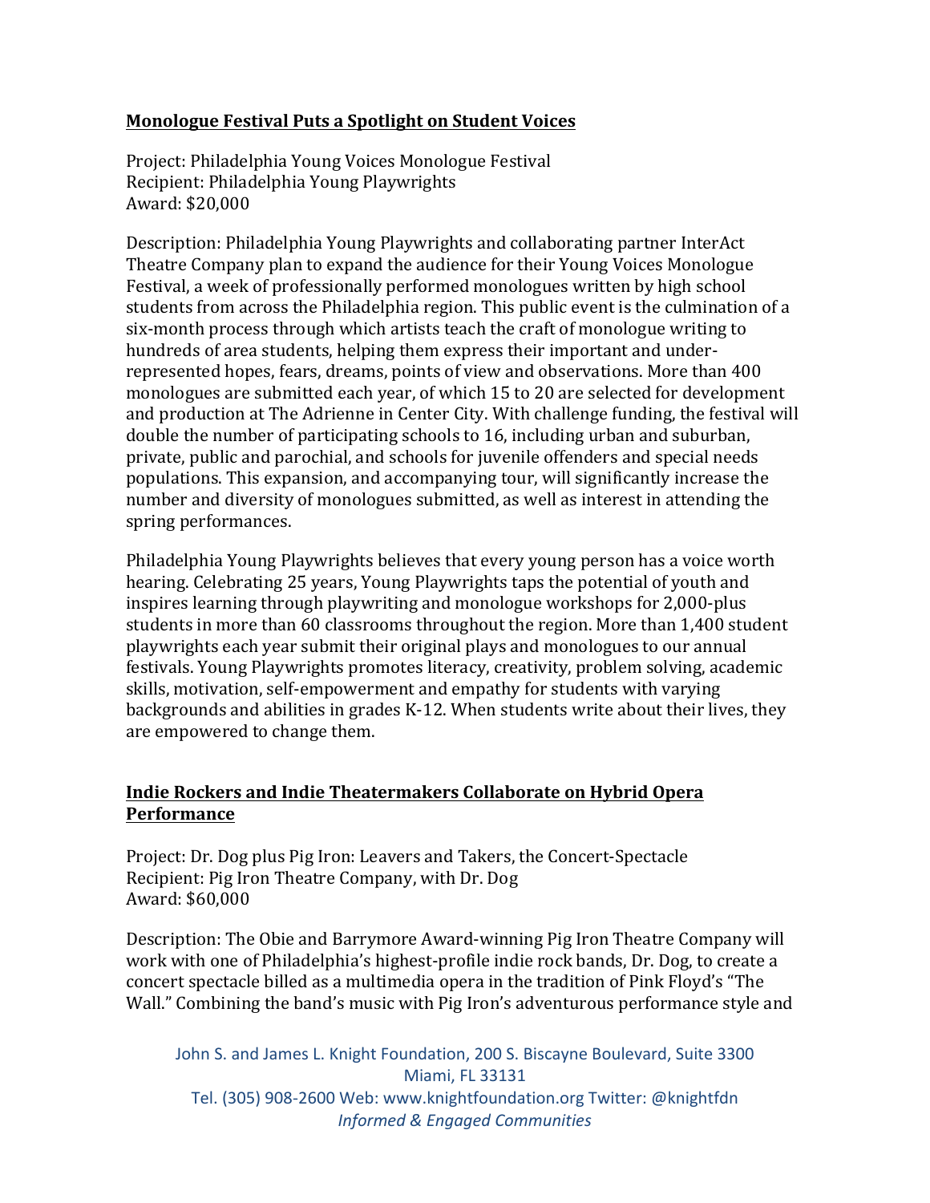**Monologue Festival Puts a Spotlight on Student Voices**

Project: Philadelphia Young Voices Monologue Festival
Recipient: Philadelphia Young Playwrights
Award: $20,000

Description: Philadelphia Young Playwrights and collaborating partner InterAct Theatre Company plan to expand the audience for their Young Voices Monologue Festival, a week of professionally performed monologues written by high school students from across the Philadelphia region. This public event is the culmination of a six-month process through which artists teach the craft of monologue writing to hundreds of area students, helping them express their important and under-represented hopes, fears, dreams, points of view and observations. More than 400 monologues are submitted each year, of which 15 to 20 are selected for development and production at The Adrienne in Center City. With challenge funding, the festival will double the number of participating schools to 16, including urban and suburban, private, public and parochial, and schools for juvenile offenders and special needs populations. This expansion, and accompanying tour, will significantly increase the number and diversity of monologues submitted, as well as interest in attending the spring performances.

Philadelphia Young Playwrights believes that every young person has a voice worth hearing. Celebrating 25 years, Young Playwrights taps the potential of youth and inspires learning through playwriting and monologue workshops for 2,000-plus students in more than 60 classrooms throughout the region. More than 1,400 student playwrights each year submit their original plays and monologues to our annual festivals. Young Playwrights promotes literacy, creativity, problem solving, academic skills, motivation, self-empowerment and empathy for students with varying backgrounds and abilities in grades K-12. When students write about their lives, they are empowered to change them.

**Indie Rockers and Indie Theatermakers Collaborate on Hybrid Opera Performance**

Project: Dr. Dog plus Pig Iron: Leavers and Takers, the Concert-Spectacle
Recipient: Pig Iron Theatre Company, with Dr. Dog
Award: $60,000

Description: The Obie and Barrymore Award-winning Pig Iron Theatre Company will work with one of Philadelphia's highest-profile indie rock bands, Dr. Dog, to create a concert spectacle billed as a multimedia opera in the tradition of Pink Floyd's "The Wall." Combining the band's music with Pig Iron's adventurous performance style and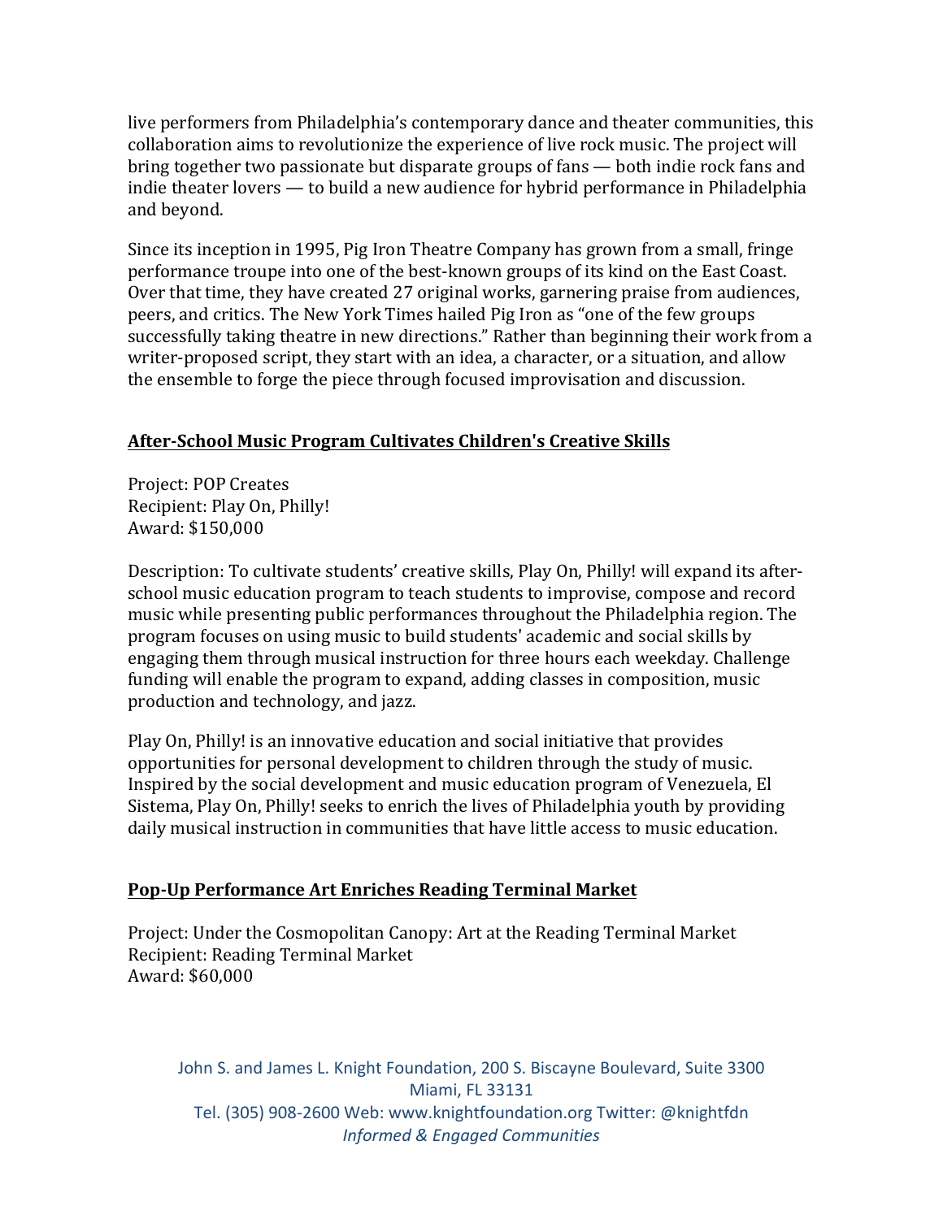live performers from Philadelphia's contemporary dance and theater communities, this collaboration aims to revolutionize the experience of live rock music. The project will bring together two passionate but disparate groups of fans — both indie rock fans and indie theater lovers — to build a new audience for hybrid performance in Philadelphia and beyond.

Since its inception in 1995, Pig Iron Theatre Company has grown from a small, fringe performance troupe into one of the best-known groups of its kind on the East Coast. Over that time, they have created 27 original works, garnering praise from audiences, peers, and critics. The New York Times hailed Pig Iron as "one of the few groups successfully taking theatre in new directions." Rather than beginning their work from a writer-proposed script, they start with an idea, a character, or a situation, and allow the ensemble to forge the piece through focused improvisation and discussion.

## After-School Music Program Cultivates Children's Creative Skills

Project: POP Creates
Recipient: Play On, Philly!
Award: $150,000

Description: To cultivate students' creative skills, Play On, Philly! will expand its after-school music education program to teach students to improvise, compose and record music while presenting public performances throughout the Philadelphia region. The program focuses on using music to build students' academic and social skills by engaging them through musical instruction for three hours each weekday. Challenge funding will enable the program to expand, adding classes in composition, music production and technology, and jazz.

Play On, Philly! is an innovative education and social initiative that provides opportunities for personal development to children through the study of music. Inspired by the social development and music education program of Venezuela, El Sistema, Play On, Philly! seeks to enrich the lives of Philadelphia youth by providing daily musical instruction in communities that have little access to music education.

## Pop-Up Performance Art Enriches Reading Terminal Market

Project: Under the Cosmopolitan Canopy: Art at the Reading Terminal Market
Recipient: Reading Terminal Market
Award: $60,000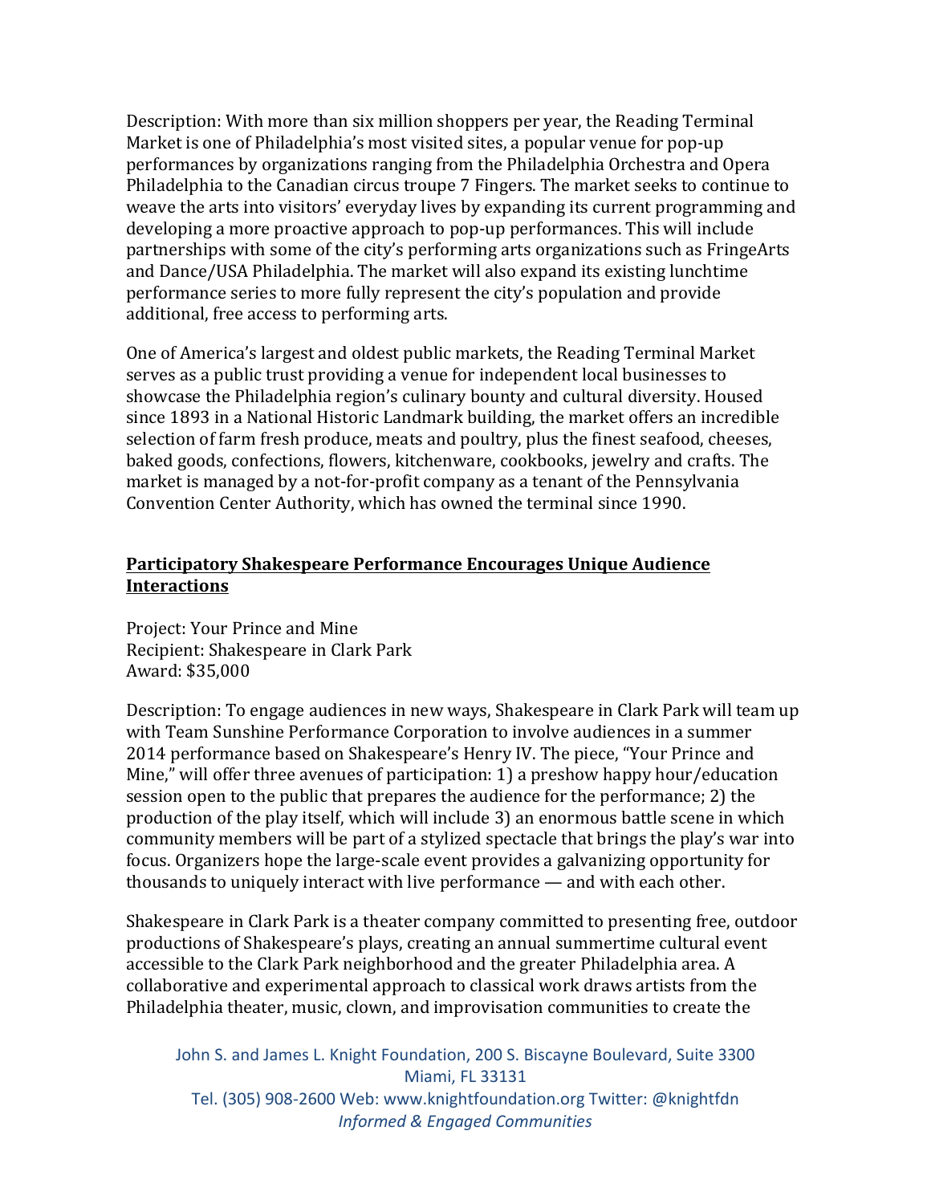Description: With more than six million shoppers per year, the Reading Terminal Market is one of Philadelphia's most visited sites, a popular venue for pop-up performances by organizations ranging from the Philadelphia Orchestra and Opera Philadelphia to the Canadian circus troupe 7 Fingers. The market seeks to continue to weave the arts into visitors' everyday lives by expanding its current programming and developing a more proactive approach to pop-up performances. This will include partnerships with some of the city's performing arts organizations such as FringeArts and Dance/USA Philadelphia. The market will also expand its existing lunchtime performance series to more fully represent the city's population and provide additional, free access to performing arts.

One of America's largest and oldest public markets, the Reading Terminal Market serves as a public trust providing a venue for independent local businesses to showcase the Philadelphia region's culinary bounty and cultural diversity. Housed since 1893 in a National Historic Landmark building, the market offers an incredible selection of farm fresh produce, meats and poultry, plus the finest seafood, cheeses, baked goods, confections, flowers, kitchenware, cookbooks, jewelry and crafts. The market is managed by a not-for-profit company as a tenant of the Pennsylvania Convention Center Authority, which has owned the terminal since 1990.

## Participatory Shakespeare Performance Encourages Unique Audience Interactions

Project: Your Prince and Mine
Recipient: Shakespeare in Clark Park
Award: $35,000

Description: To engage audiences in new ways, Shakespeare in Clark Park will team up with Team Sunshine Performance Corporation to involve audiences in a summer 2014 performance based on Shakespeare's Henry IV. The piece, "Your Prince and Mine," will offer three avenues of participation: 1) a preshow happy hour/education session open to the public that prepares the audience for the performance; 2) the production of the play itself, which will include 3) an enormous battle scene in which community members will be part of a stylized spectacle that brings the play's war into focus. Organizers hope the large-scale event provides a galvanizing opportunity for thousands to uniquely interact with live performance — and with each other.

Shakespeare in Clark Park is a theater company committed to presenting free, outdoor productions of Shakespeare's plays, creating an annual summertime cultural event accessible to the Clark Park neighborhood and the greater Philadelphia area. A collaborative and experimental approach to classical work draws artists from the Philadelphia theater, music, clown, and improvisation communities to create the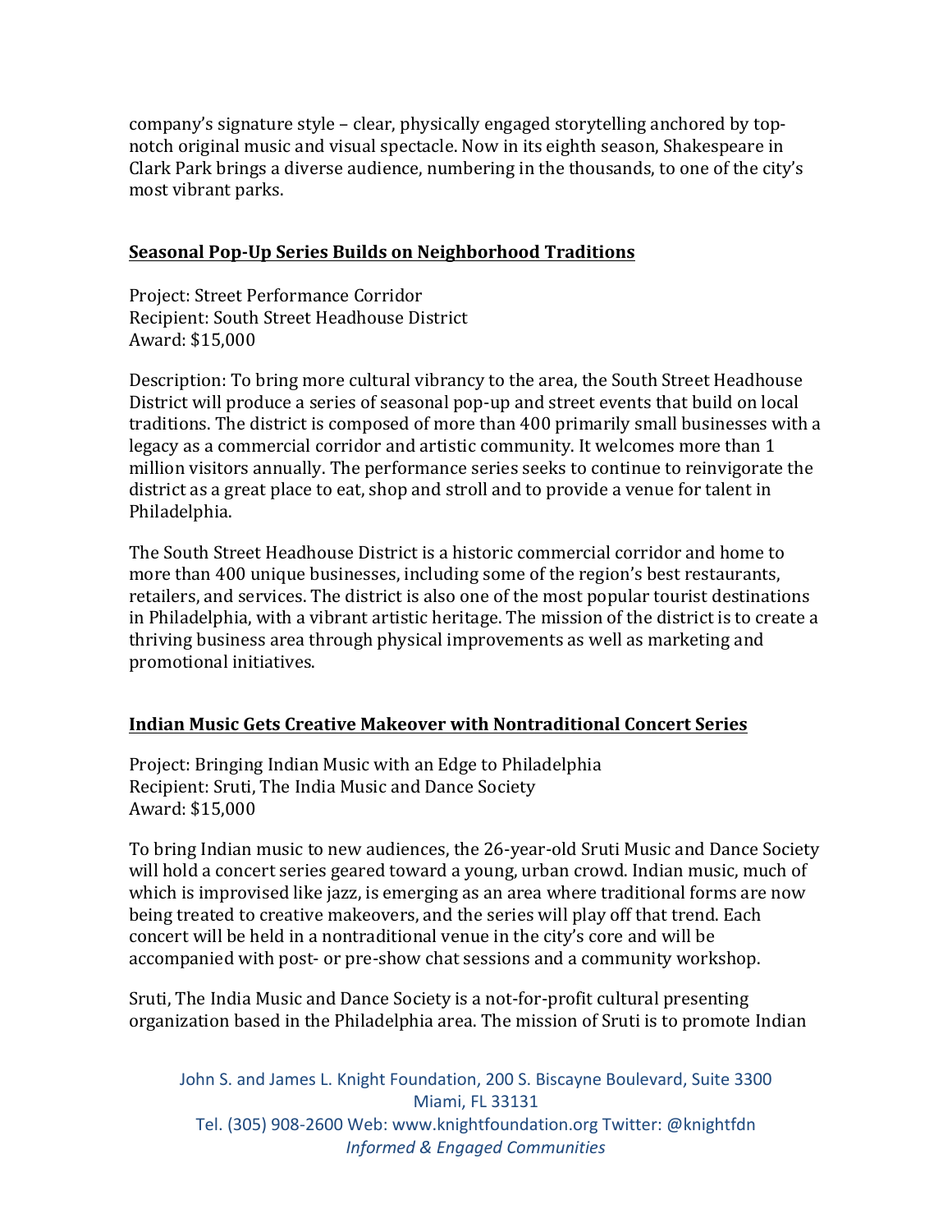company's signature style – clear, physically engaged storytelling anchored by top-notch original music and visual spectacle. Now in its eighth season, Shakespeare in Clark Park brings a diverse audience, numbering in the thousands, to one of the city's most vibrant parks.

**Seasonal Pop-Up Series Builds on Neighborhood Traditions**

Project: Street Performance Corridor
Recipient: South Street Headhouse District
Award: $15,000

Description: To bring more cultural vibrancy to the area, the South Street Headhouse District will produce a series of seasonal pop-up and street events that build on local traditions. The district is composed of more than 400 primarily small businesses with a legacy as a commercial corridor and artistic community. It welcomes more than 1 million visitors annually. The performance series seeks to continue to reinvigorate the district as a great place to eat, shop and stroll and to provide a venue for talent in Philadelphia.

The South Street Headhouse District is a historic commercial corridor and home to more than 400 unique businesses, including some of the region's best restaurants, retailers, and services. The district is also one of the most popular tourist destinations in Philadelphia, with a vibrant artistic heritage. The mission of the district is to create a thriving business area through physical improvements as well as marketing and promotional initiatives.

**Indian Music Gets Creative Makeover with Nontraditional Concert Series**

Project: Bringing Indian Music with an Edge to Philadelphia
Recipient: Sruti, The India Music and Dance Society
Award: $15,000

To bring Indian music to new audiences, the 26-year-old Sruti Music and Dance Society will hold a concert series geared toward a young, urban crowd. Indian music, much of which is improvised like jazz, is emerging as an area where traditional forms are now being treated to creative makeovers, and the series will play off that trend. Each concert will be held in a nontraditional venue in the city's core and will be accompanied with post- or pre-show chat sessions and a community workshop.

Sruti, The India Music and Dance Society is a not-for-profit cultural presenting organization based in the Philadelphia area. The mission of Sruti is to promote Indian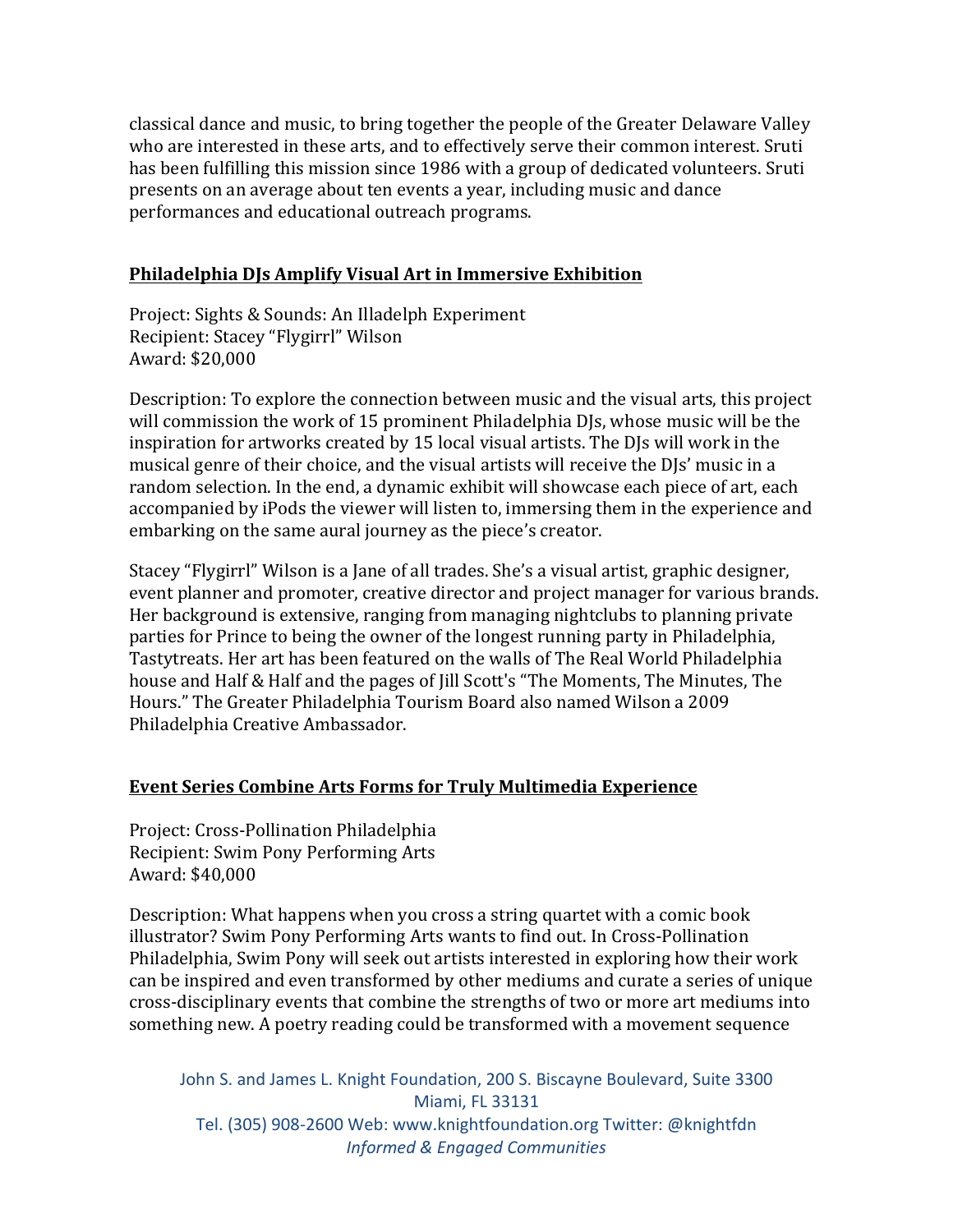classical dance and music, to bring together the people of the Greater Delaware Valley who are interested in these arts, and to effectively serve their common interest. Sruti has been fulfilling this mission since 1986 with a group of dedicated volunteers. Sruti presents on an average about ten events a year, including music and dance performances and educational outreach programs.

**Philadelphia DJs Amplify Visual Art in Immersive Exhibition**

Project: Sights & Sounds: An Illadelph Experiment
Recipient: Stacey “Flygirrl” Wilson
Award: $20,000

Description: To explore the connection between music and the visual arts, this project will commission the work of 15 prominent Philadelphia DJs, whose music will be the inspiration for artworks created by 15 local visual artists. The DJs will work in the musical genre of their choice, and the visual artists will receive the DJs’ music in a random selection. In the end, a dynamic exhibit will showcase each piece of art, each accompanied by iPods the viewer will listen to, immersing them in the experience and embarking on the same aural journey as the piece’s creator.

Stacey “Flygirrl” Wilson is a Jane of all trades. She’s a visual artist, graphic designer, event planner and promoter, creative director and project manager for various brands. Her background is extensive, ranging from managing nightclubs to planning private parties for Prince to being the owner of the longest running party in Philadelphia, Tastytreats. Her art has been featured on the walls of The Real World Philadelphia house and Half & Half and the pages of Jill Scott's “The Moments, The Minutes, The Hours.” The Greater Philadelphia Tourism Board also named Wilson a 2009 Philadelphia Creative Ambassador.

**Event Series Combine Arts Forms for Truly Multimedia Experience**

Project: Cross-Pollination Philadelphia
Recipient: Swim Pony Performing Arts
Award: $40,000

Description: What happens when you cross a string quartet with a comic book illustrator? Swim Pony Performing Arts wants to find out. In Cross-Pollination Philadelphia, Swim Pony will seek out artists interested in exploring how their work can be inspired and even transformed by other mediums and curate a series of unique cross-disciplinary events that combine the strengths of two or more art mediums into something new. A poetry reading could be transformed with a movement sequence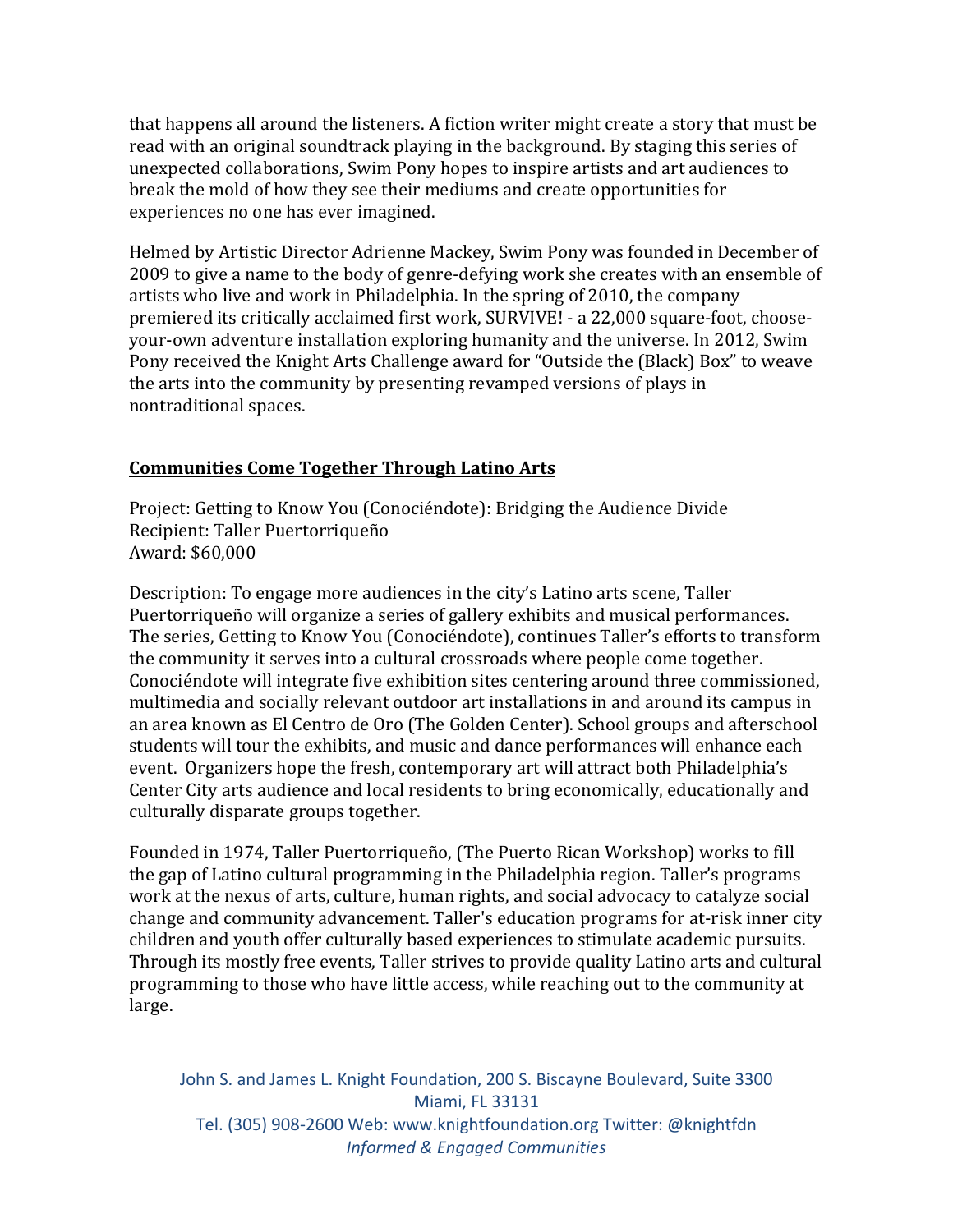that happens all around the listeners. A fiction writer might create a story that must be read with an original soundtrack playing in the background. By staging this series of unexpected collaborations, Swim Pony hopes to inspire artists and art audiences to break the mold of how they see their mediums and create opportunities for experiences no one has ever imagined.

Helmed by Artistic Director Adrienne Mackey, Swim Pony was founded in December of 2009 to give a name to the body of genre-defying work she creates with an ensemble of artists who live and work in Philadelphia. In the spring of 2010, the company premiered its critically acclaimed first work, SURVIVE! - a 22,000 square-foot, choose-your-own adventure installation exploring humanity and the universe. In 2012, Swim Pony received the Knight Arts Challenge award for "Outside the (Black) Box" to weave the arts into the community by presenting revamped versions of plays in nontraditional spaces.

## Communities Come Together Through Latino Arts

Project: Getting to Know You (Conociéndote): Bridging the Audience Divide
Recipient: Taller Puertorriqueño
Award: $60,000

Description: To engage more audiences in the city's Latino arts scene, Taller Puertorriqueño will organize a series of gallery exhibits and musical performances. The series, Getting to Know You (Conociéndote), continues Taller's efforts to transform the community it serves into a cultural crossroads where people come together. Conociéndote will integrate five exhibition sites centering around three commissioned, multimedia and socially relevant outdoor art installations in and around its campus in an area known as El Centro de Oro (The Golden Center). School groups and afterschool students will tour the exhibits, and music and dance performances will enhance each event. Organizers hope the fresh, contemporary art will attract both Philadelphia's Center City arts audience and local residents to bring economically, educationally and culturally disparate groups together.

Founded in 1974, Taller Puertorriqueño, (The Puerto Rican Workshop) works to fill the gap of Latino cultural programming in the Philadelphia region. Taller's programs work at the nexus of arts, culture, human rights, and social advocacy to catalyze social change and community advancement. Taller's education programs for at-risk inner city children and youth offer culturally based experiences to stimulate academic pursuits. Through its mostly free events, Taller strives to provide quality Latino arts and cultural programming to those who have little access, while reaching out to the community at large.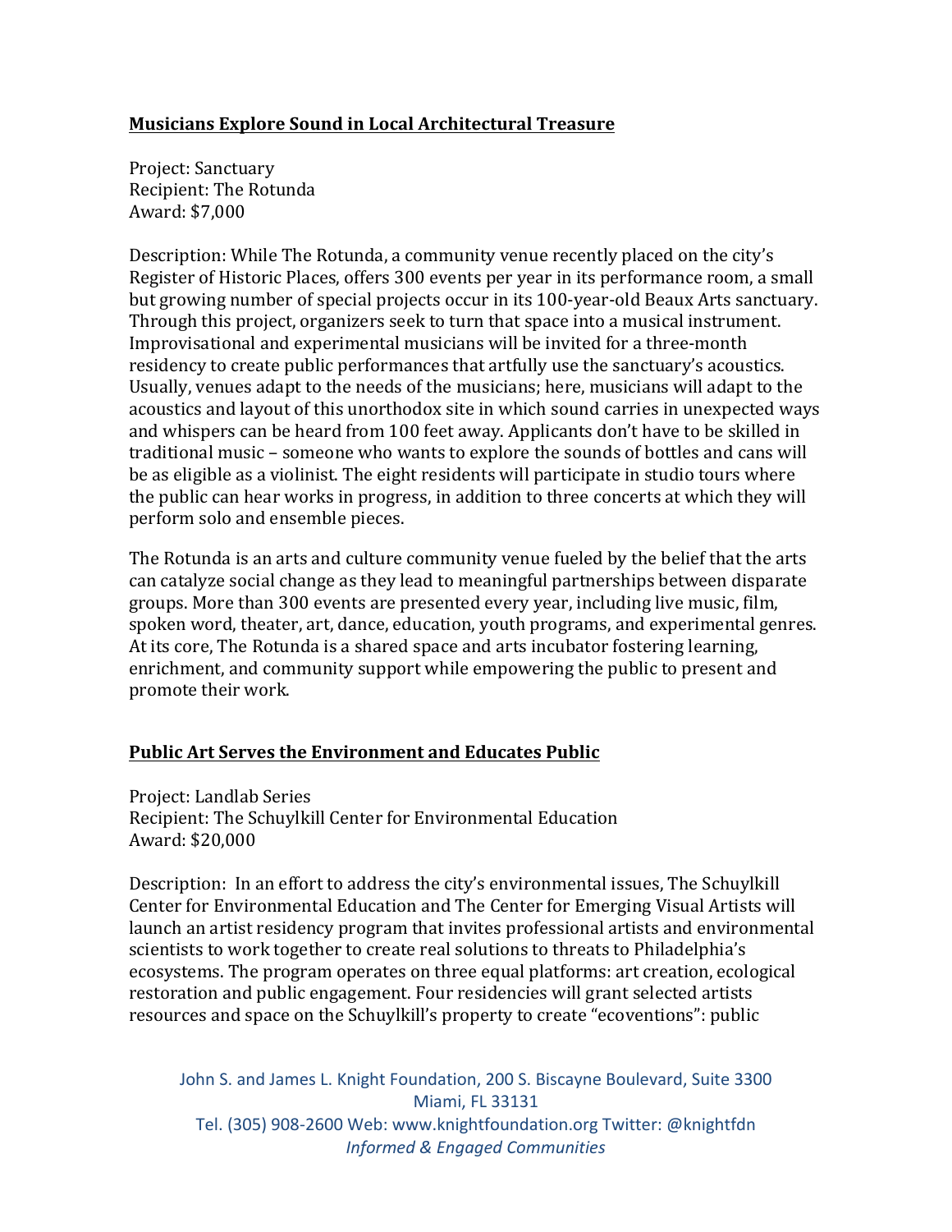**Musicians Explore Sound in Local Architectural Treasure**

Project: Sanctuary
Recipient: The Rotunda
Award: $7,000

Description: While The Rotunda, a community venue recently placed on the city's Register of Historic Places, offers 300 events per year in its performance room, a small but growing number of special projects occur in its 100-year-old Beaux Arts sanctuary. Through this project, organizers seek to turn that space into a musical instrument. Improvisational and experimental musicians will be invited for a three-month residency to create public performances that artfully use the sanctuary's acoustics. Usually, venues adapt to the needs of the musicians; here, musicians will adapt to the acoustics and layout of this unorthodox site in which sound carries in unexpected ways and whispers can be heard from 100 feet away. Applicants don't have to be skilled in traditional music – someone who wants to explore the sounds of bottles and cans will be as eligible as a violinist. The eight residents will participate in studio tours where the public can hear works in progress, in addition to three concerts at which they will perform solo and ensemble pieces.

The Rotunda is an arts and culture community venue fueled by the belief that the arts can catalyze social change as they lead to meaningful partnerships between disparate groups. More than 300 events are presented every year, including live music, film, spoken word, theater, art, dance, education, youth programs, and experimental genres. At its core, The Rotunda is a shared space and arts incubator fostering learning, enrichment, and community support while empowering the public to present and promote their work.

**Public Art Serves the Environment and Educates Public**

Project: Landlab Series
Recipient: The Schuylkill Center for Environmental Education
Award: $20,000

Description: In an effort to address the city's environmental issues, The Schuylkill Center for Environmental Education and The Center for Emerging Visual Artists will launch an artist residency program that invites professional artists and environmental scientists to work together to create real solutions to threats to Philadelphia's ecosystems. The program operates on three equal platforms: art creation, ecological restoration and public engagement. Four residencies will grant selected artists resources and space on the Schuylkill's property to create "ecoventions": public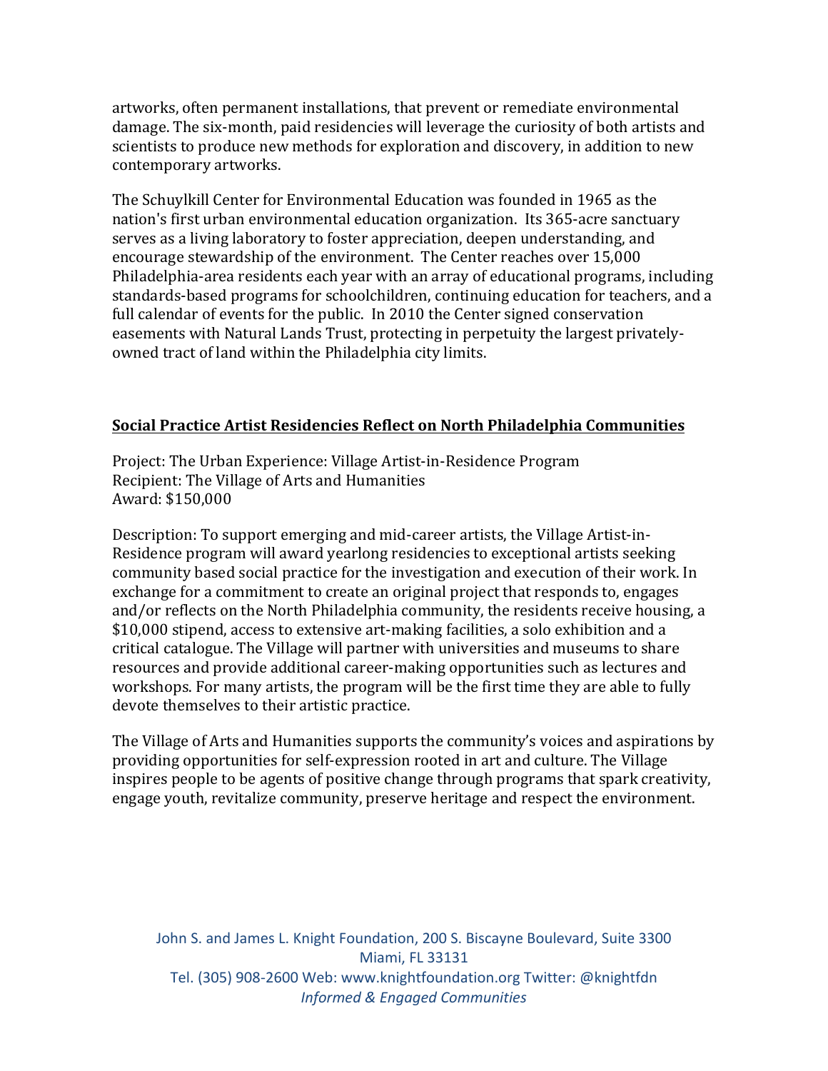artworks, often permanent installations, that prevent or remediate environmental damage. The six-month, paid residencies will leverage the curiosity of both artists and scientists to produce new methods for exploration and discovery, in addition to new contemporary artworks.

The Schuylkill Center for Environmental Education was founded in 1965 as the nation's first urban environmental education organization. Its 365-acre sanctuary serves as a living laboratory to foster appreciation, deepen understanding, and encourage stewardship of the environment. The Center reaches over 15,000 Philadelphia-area residents each year with an array of educational programs, including standards-based programs for schoolchildren, continuing education for teachers, and a full calendar of events for the public. In 2010 the Center signed conservation easements with Natural Lands Trust, protecting in perpetuity the largest privately-owned tract of land within the Philadelphia city limits.

## Social Practice Artist Residencies Reflect on North Philadelphia Communities

Project: The Urban Experience: Village Artist-in-Residence Program
Recipient: The Village of Arts and Humanities
Award: $150,000

Description: To support emerging and mid-career artists, the Village Artist-in-Residence program will award yearlong residencies to exceptional artists seeking community based social practice for the investigation and execution of their work. In exchange for a commitment to create an original project that responds to, engages and/or reflects on the North Philadelphia community, the residents receive housing, a $10,000 stipend, access to extensive art-making facilities, a solo exhibition and a critical catalogue. The Village will partner with universities and museums to share resources and provide additional career-making opportunities such as lectures and workshops. For many artists, the program will be the first time they are able to fully devote themselves to their artistic practice.

The Village of Arts and Humanities supports the community's voices and aspirations by providing opportunities for self-expression rooted in art and culture. The Village inspires people to be agents of positive change through programs that spark creativity, engage youth, revitalize community, preserve heritage and respect the environment.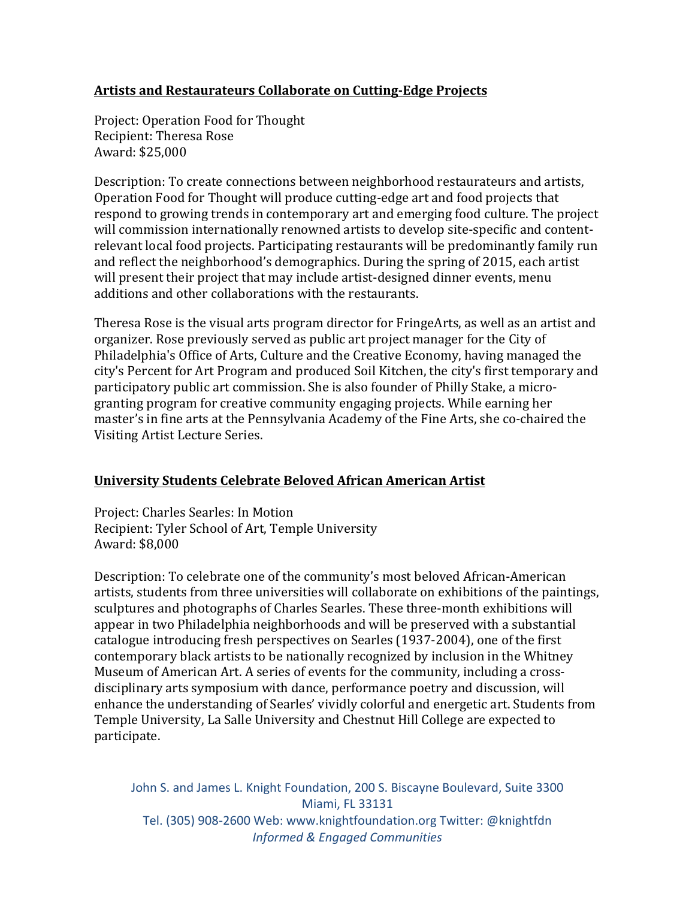**Artists and Restaurateurs Collaborate on Cutting-Edge Projects**

Project: Operation Food for Thought
Recipient: Theresa Rose
Award: $25,000

Description: To create connections between neighborhood restaurateurs and artists, Operation Food for Thought will produce cutting-edge art and food projects that respond to growing trends in contemporary art and emerging food culture. The project will commission internationally renowned artists to develop site-specific and content-relevant local food projects. Participating restaurants will be predominantly family run and reflect the neighborhood's demographics. During the spring of 2015, each artist will present their project that may include artist-designed dinner events, menu additions and other collaborations with the restaurants.

Theresa Rose is the visual arts program director for FringeArts, as well as an artist and organizer. Rose previously served as public art project manager for the City of Philadelphia's Office of Arts, Culture and the Creative Economy, having managed the city's Percent for Art Program and produced Soil Kitchen, the city's first temporary and participatory public art commission. She is also founder of Philly Stake, a micro-granting program for creative community engaging projects. While earning her master's in fine arts at the Pennsylvania Academy of the Fine Arts, she co-chaired the Visiting Artist Lecture Series.

**University Students Celebrate Beloved African American Artist**

Project: Charles Searles: In Motion
Recipient: Tyler School of Art, Temple University
Award: $8,000

Description: To celebrate one of the community's most beloved African-American artists, students from three universities will collaborate on exhibitions of the paintings, sculptures and photographs of Charles Searles. These three-month exhibitions will appear in two Philadelphia neighborhoods and will be preserved with a substantial catalogue introducing fresh perspectives on Searles (1937-2004), one of the first contemporary black artists to be nationally recognized by inclusion in the Whitney Museum of American Art. A series of events for the community, including a cross-disciplinary arts symposium with dance, performance poetry and discussion, will enhance the understanding of Searles' vividly colorful and energetic art. Students from Temple University, La Salle University and Chestnut Hill College are expected to participate.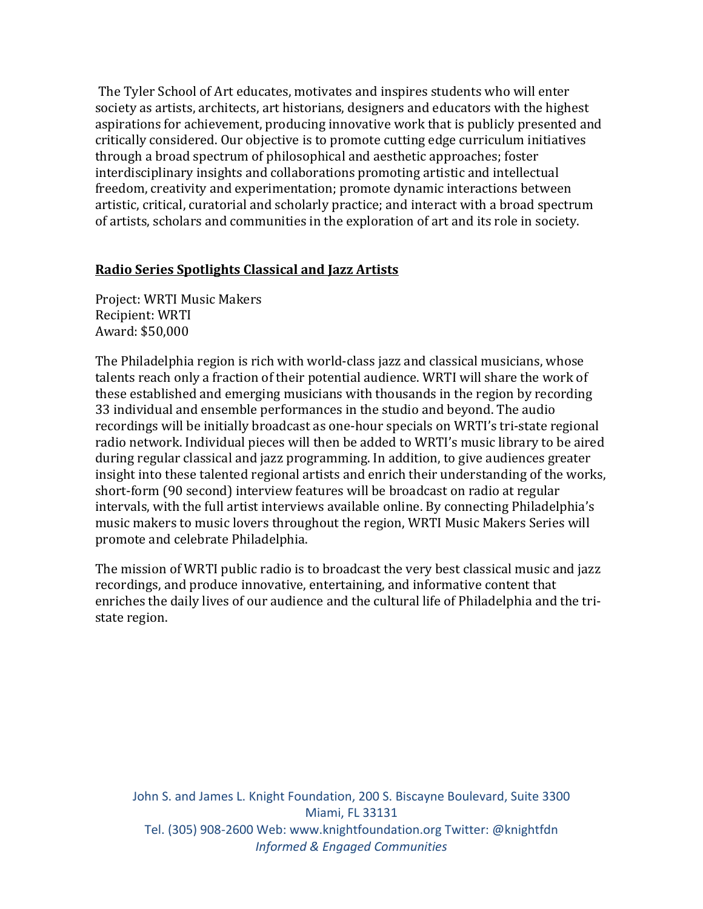The Tyler School of Art educates, motivates and inspires students who will enter society as artists, architects, art historians, designers and educators with the highest aspirations for achievement, producing innovative work that is publicly presented and critically considered. Our objective is to promote cutting edge curriculum initiatives through a broad spectrum of philosophical and aesthetic approaches; foster interdisciplinary insights and collaborations promoting artistic and intellectual freedom, creativity and experimentation; promote dynamic interactions between artistic, critical, curatorial and scholarly practice; and interact with a broad spectrum of artists, scholars and communities in the exploration of art and its role in society.

**Radio Series Spotlights Classical and Jazz Artists**

Project: WRTI Music Makers
Recipient: WRTI
Award: $50,000

The Philadelphia region is rich with world-class jazz and classical musicians, whose talents reach only a fraction of their potential audience. WRTI will share the work of these established and emerging musicians with thousands in the region by recording 33 individual and ensemble performances in the studio and beyond. The audio recordings will be initially broadcast as one-hour specials on WRTI's tri-state regional radio network. Individual pieces will then be added to WRTI's music library to be aired during regular classical and jazz programming. In addition, to give audiences greater insight into these talented regional artists and enrich their understanding of the works, short-form (90 second) interview features will be broadcast on radio at regular intervals, with the full artist interviews available online. By connecting Philadelphia's music makers to music lovers throughout the region, WRTI Music Makers Series will promote and celebrate Philadelphia.

The mission of WRTI public radio is to broadcast the very best classical music and jazz recordings, and produce innovative, entertaining, and informative content that enriches the daily lives of our audience and the cultural life of Philadelphia and the tri-state region.